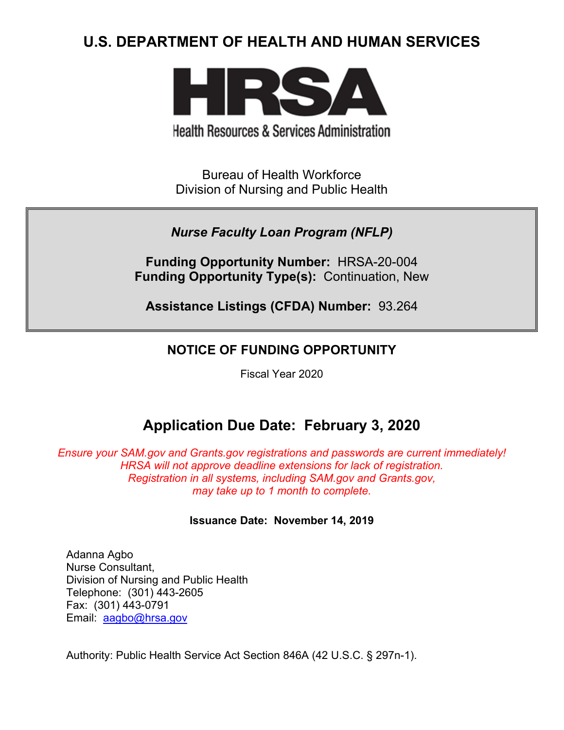# U.S. DEPARTMENT OF HEALTH AND HUMAN SERVICES

**HRSA**

Health Resources & Services Administration

Bureau of Health Workforce
Division of Nursing and Public Health

***Nurse Faculty Loan Program (NFLP)***

**Funding Opportunity Number:** HRSA-20-004
**Funding Opportunity Type(s):** Continuation, New

**Assistance Listings (CFDA) Number:** 93.264

## NOTICE OF FUNDING OPPORTUNITY

Fiscal Year 2020

## Application Due Date: February 3, 2020

*Ensure your SAM.gov and Grants.gov registrations and passwords are current immediately! HRSA will not approve deadline extensions for lack of registration. Registration in all systems, including SAM.gov and Grants.gov, may take up to 1 month to complete.*

**Issuance Date: November 14, 2019**

Adanna Agbo
Nurse Consultant,
Division of Nursing and Public Health
Telephone: (301) 443-2605
Fax: (301) 443-0791
Email: aagbo@hrsa.gov

Authority: Public Health Service Act Section 846A (42 U.S.C. § 297n-1).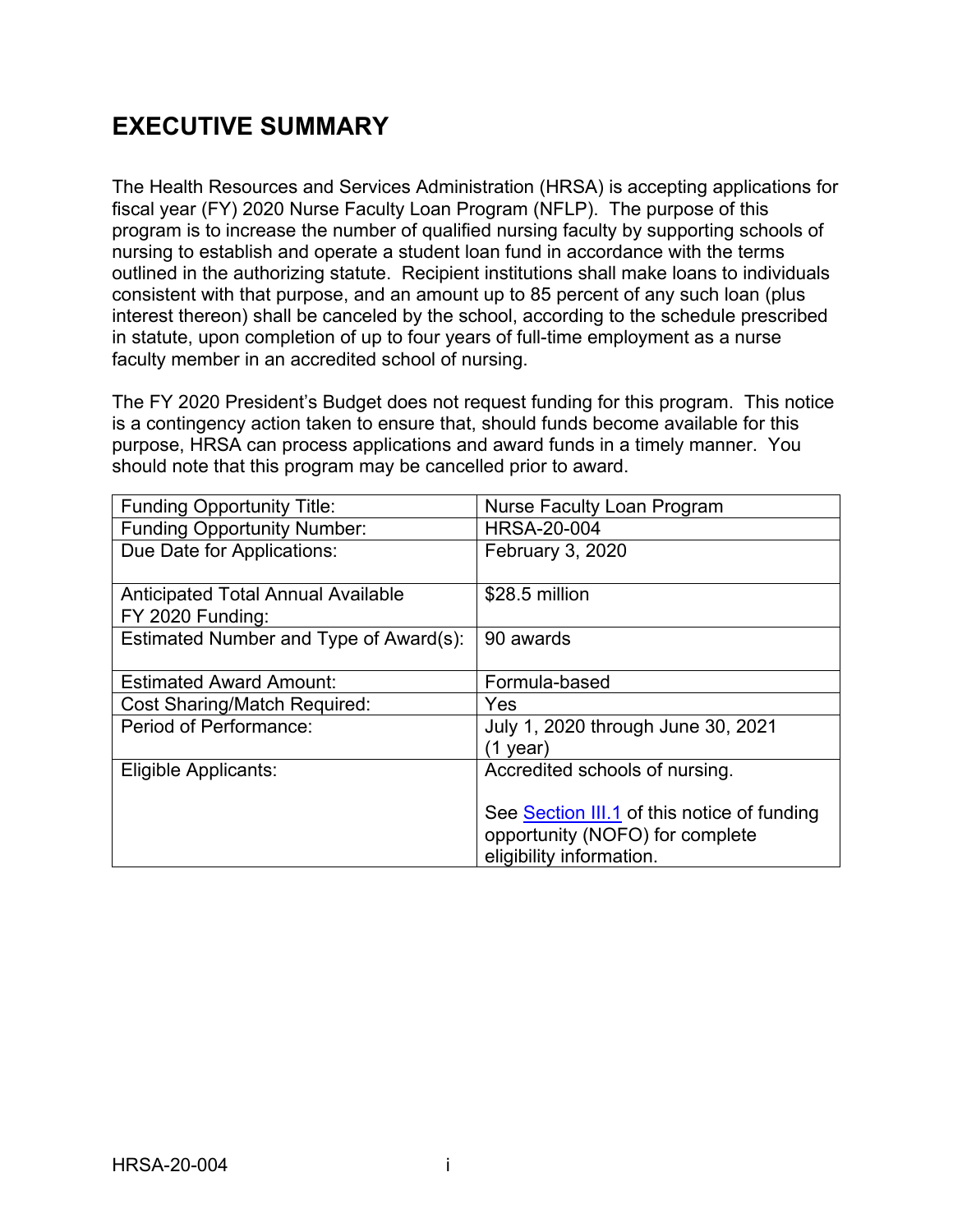# EXECUTIVE SUMMARY

The Health Resources and Services Administration (HRSA) is accepting applications for fiscal year (FY) 2020 Nurse Faculty Loan Program (NFLP). The purpose of this program is to increase the number of qualified nursing faculty by supporting schools of nursing to establish and operate a student loan fund in accordance with the terms outlined in the authorizing statute. Recipient institutions shall make loans to individuals consistent with that purpose, and an amount up to 85 percent of any such loan (plus interest thereon) shall be canceled by the school, according to the schedule prescribed in statute, upon completion of up to four years of full-time employment as a nurse faculty member in an accredited school of nursing.

The FY 2020 President's Budget does not request funding for this program. This notice is a contingency action taken to ensure that, should funds become available for this purpose, HRSA can process applications and award funds in a timely manner. You should note that this program may be cancelled prior to award.

| | |
|---|---|
| Funding Opportunity Title: | Nurse Faculty Loan Program |
| Funding Opportunity Number: | HRSA-20-004 |
| Due Date for Applications: | February 3, 2020 |
| Anticipated Total Annual Available FY 2020 Funding: | $28.5 million |
| Estimated Number and Type of Award(s): | 90 awards |
| Estimated Award Amount: | Formula-based |
| Cost Sharing/Match Required: | Yes |
| Period of Performance: | July 1, 2020 through June 30, 2021 (1 year) |
| Eligible Applicants: | Accredited schools of nursing.<br><br>See Section III.1 of this notice of funding opportunity (NOFO) for complete eligibility information. |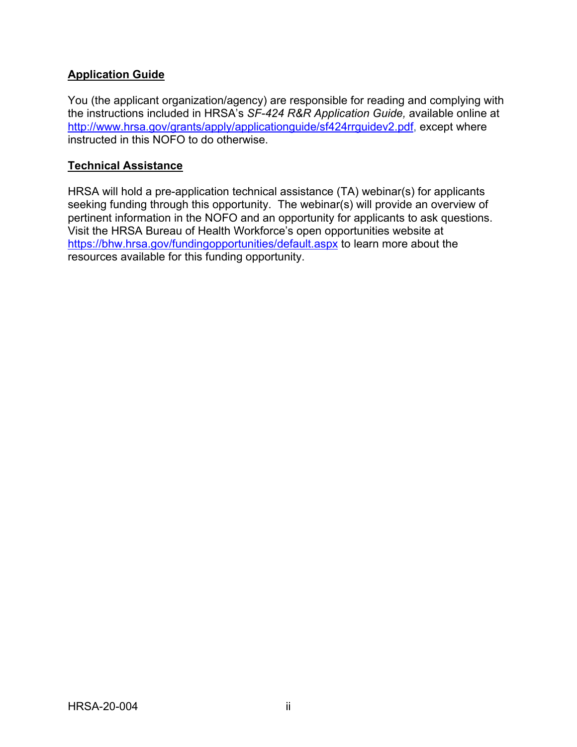## Application Guide

You (the applicant organization/agency) are responsible for reading and complying with the instructions included in HRSA's *SF-424 R&R Application Guide,* available online at http://www.hrsa.gov/grants/apply/applicationguide/sf424rrguidev2.pdf, except where instructed in this NOFO to do otherwise.

## Technical Assistance

HRSA will hold a pre-application technical assistance (TA) webinar(s) for applicants seeking funding through this opportunity. The webinar(s) will provide an overview of pertinent information in the NOFO and an opportunity for applicants to ask questions. Visit the HRSA Bureau of Health Workforce's open opportunities website at https://bhw.hrsa.gov/fundingopportunities/default.aspx to learn more about the resources available for this funding opportunity.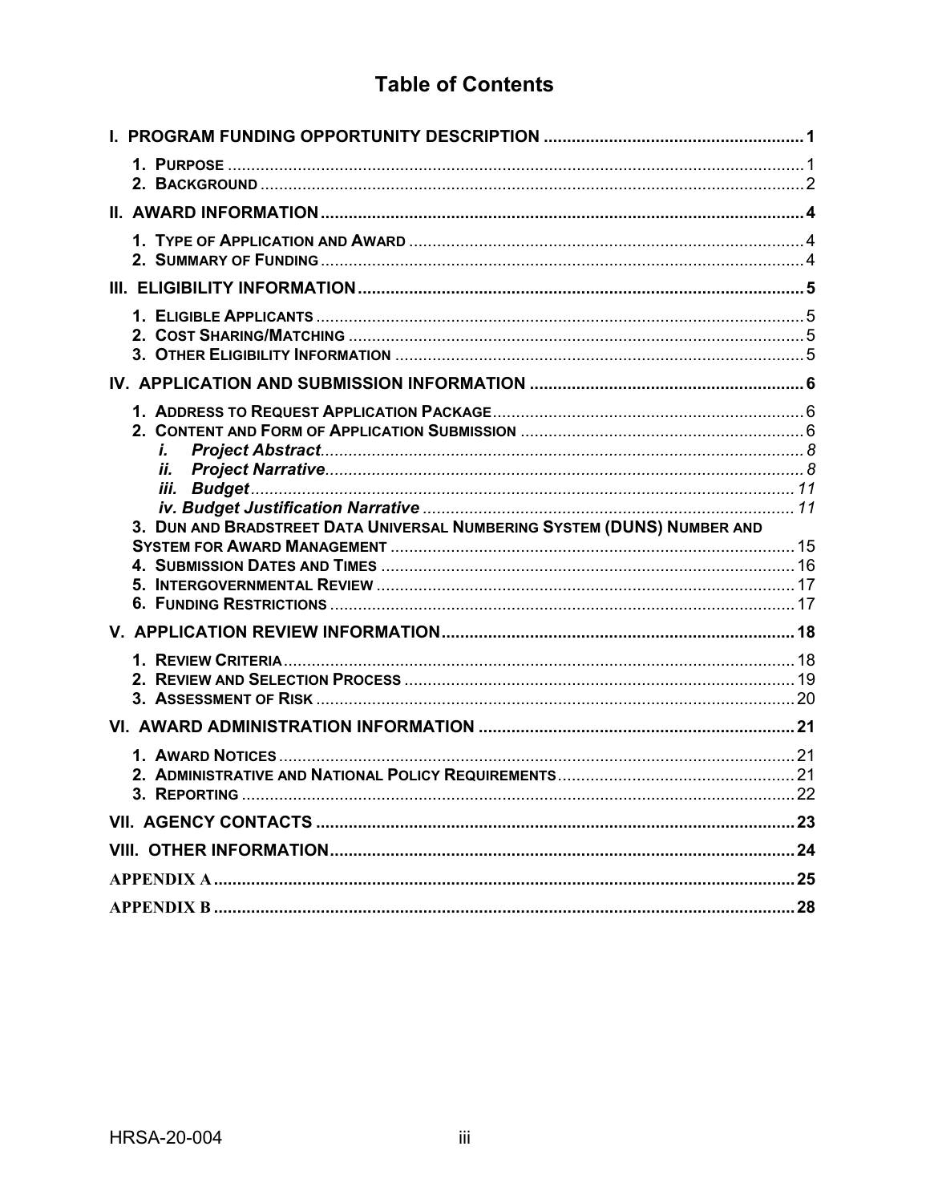# Table of Contents

**I. PROGRAM FUNDING OPPORTUNITY DESCRIPTION ....................................................... 1**

- **1. PURPOSE** ............................................................................................................................ 1
- **2. BACKGROUND** ..................................................................................................................... 2

**II. AWARD INFORMATION ....................................................................................................... 4**

- **1. TYPE OF APPLICATION AND AWARD** .................................................................................... 4
- **2. SUMMARY OF FUNDING** ....................................................................................................... 4

**III. ELIGIBILITY INFORMATION ............................................................................................... 5**

- **1. ELIGIBLE APPLICANTS** ........................................................................................................ 5
- **2. COST SHARING/MATCHING** ................................................................................................. 5
- **3. OTHER ELIGIBILITY INFORMATION** ....................................................................................... 5

**IV. APPLICATION AND SUBMISSION INFORMATION .......................................................... 6**

- **1. ADDRESS TO REQUEST APPLICATION PACKAGE** .................................................................. 6
- **2. CONTENT AND FORM OF APPLICATION SUBMISSION** ............................................................. 6
  - ***i. Project Abstract*** ....................................................................................................... 8
  - ***ii. Project Narrative*** ..................................................................................................... 8
  - ***iii. Budget*** ................................................................................................................... 11
  - ***iv. Budget Justification Narrative*** ................................................................................ 11
- **3. DUN AND BRADSTREET DATA UNIVERSAL NUMBERING SYSTEM (DUNS) NUMBER AND SYSTEM FOR AWARD MANAGEMENT** ...................................................................................... 15
- **4. SUBMISSION DATES AND TIMES** ......................................................................................... 16
- **5. INTERGOVERNMENTAL REVIEW** ........................................................................................... 17
- **6. FUNDING RESTRICTIONS** .................................................................................................... 17

**V. APPLICATION REVIEW INFORMATION ........................................................................... 18**

- **1. REVIEW CRITERIA** .............................................................................................................. 18
- **2. REVIEW AND SELECTION PROCESS** .................................................................................... 19
- **3. ASSESSMENT OF RISK** ....................................................................................................... 20

**VI. AWARD ADMINISTRATION INFORMATION ................................................................... 21**

- **1. AWARD NOTICES** ............................................................................................................... 21
- **2. ADMINISTRATIVE AND NATIONAL POLICY REQUIREMENTS** .................................................. 21
- **3. REPORTING** ....................................................................................................................... 22

**VII. AGENCY CONTACTS ...................................................................................................... 23**

**VIII. OTHER INFORMATION ................................................................................................... 24**

**APPENDIX A ............................................................................................................................ 25**

**APPENDIX B ............................................................................................................................ 28**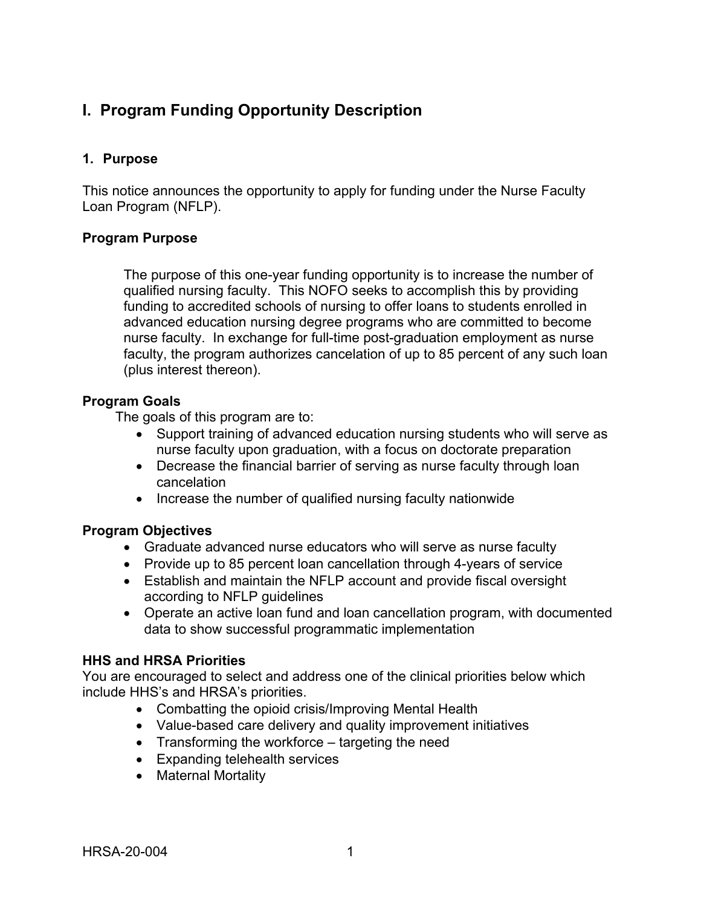# I. Program Funding Opportunity Description

## 1. Purpose

This notice announces the opportunity to apply for funding under the Nurse Faculty Loan Program (NFLP).

**Program Purpose**

The purpose of this one-year funding opportunity is to increase the number of qualified nursing faculty. This NOFO seeks to accomplish this by providing funding to accredited schools of nursing to offer loans to students enrolled in advanced education nursing degree programs who are committed to become nurse faculty. In exchange for full-time post-graduation employment as nurse faculty, the program authorizes cancelation of up to 85 percent of any such loan (plus interest thereon).

**Program Goals**

The goals of this program are to:

- Support training of advanced education nursing students who will serve as nurse faculty upon graduation, with a focus on doctorate preparation
- Decrease the financial barrier of serving as nurse faculty through loan cancelation
- Increase the number of qualified nursing faculty nationwide

**Program Objectives**

- Graduate advanced nurse educators who will serve as nurse faculty
- Provide up to 85 percent loan cancellation through 4-years of service
- Establish and maintain the NFLP account and provide fiscal oversight according to NFLP guidelines
- Operate an active loan fund and loan cancellation program, with documented data to show successful programmatic implementation

**HHS and HRSA Priorities**

You are encouraged to select and address one of the clinical priorities below which include HHS's and HRSA's priorities.

- Combatting the opioid crisis/Improving Mental Health
- Value-based care delivery and quality improvement initiatives
- Transforming the workforce – targeting the need
- Expanding telehealth services
- Maternal Mortality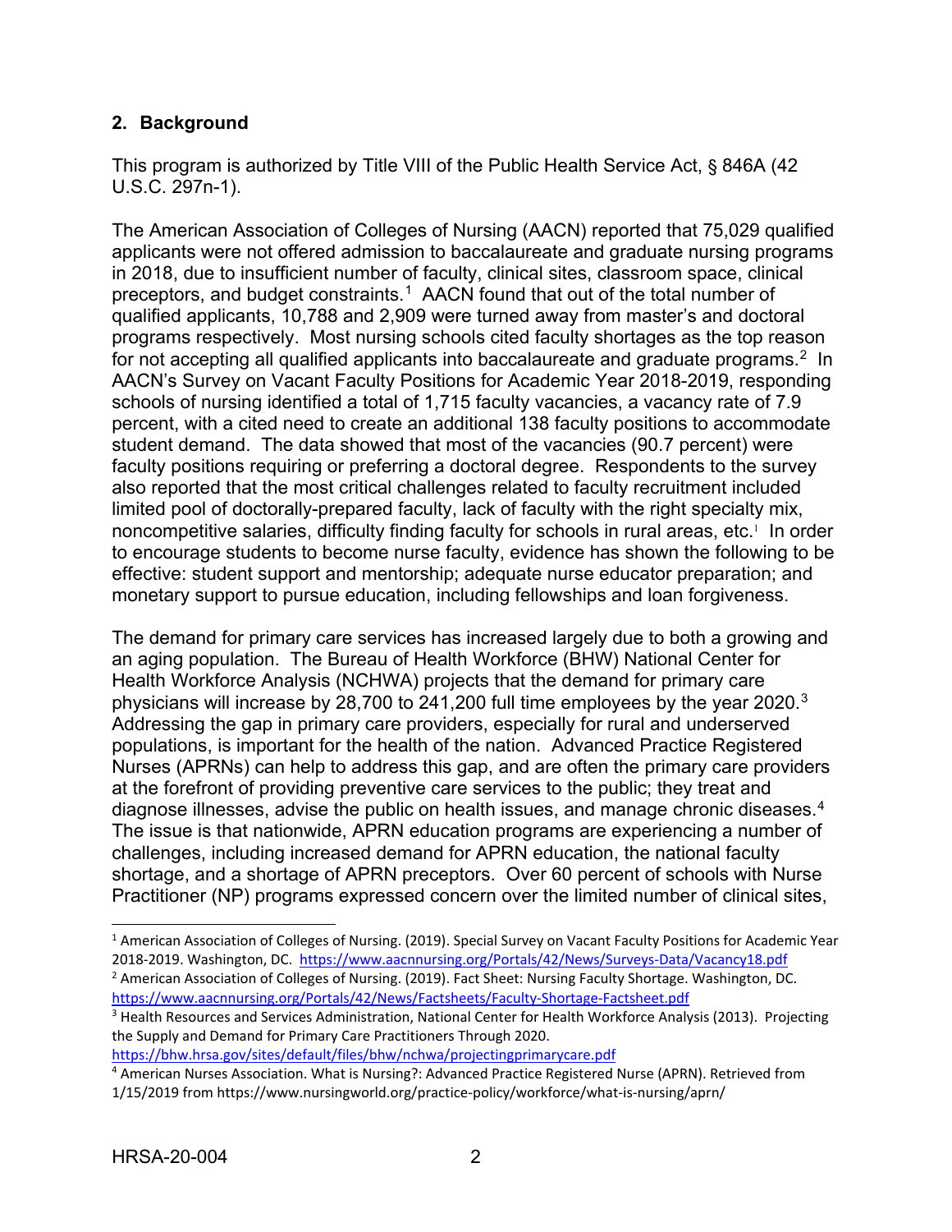## 2. Background

This program is authorized by Title VIII of the Public Health Service Act, § 846A (42 U.S.C. 297n-1).

The American Association of Colleges of Nursing (AACN) reported that 75,029 qualified applicants were not offered admission to baccalaureate and graduate nursing programs in 2018, due to insufficient number of faculty, clinical sites, classroom space, clinical preceptors, and budget constraints.[1] AACN found that out of the total number of qualified applicants, 10,788 and 2,909 were turned away from master's and doctoral programs respectively. Most nursing schools cited faculty shortages as the top reason for not accepting all qualified applicants into baccalaureate and graduate programs.[2] In AACN's Survey on Vacant Faculty Positions for Academic Year 2018-2019, responding schools of nursing identified a total of 1,715 faculty vacancies, a vacancy rate of 7.9 percent, with a cited need to create an additional 138 faculty positions to accommodate student demand. The data showed that most of the vacancies (90.7 percent) were faculty positions requiring or preferring a doctoral degree. Respondents to the survey also reported that the most critical challenges related to faculty recruitment included limited pool of doctorally-prepared faculty, lack of faculty with the right specialty mix, noncompetitive salaries, difficulty finding faculty for schools in rural areas, etc.[1] In order to encourage students to become nurse faculty, evidence has shown the following to be effective: student support and mentorship; adequate nurse educator preparation; and monetary support to pursue education, including fellowships and loan forgiveness.

The demand for primary care services has increased largely due to both a growing and an aging population. The Bureau of Health Workforce (BHW) National Center for Health Workforce Analysis (NCHWA) projects that the demand for primary care physicians will increase by 28,700 to 241,200 full time employees by the year 2020.[3] Addressing the gap in primary care providers, especially for rural and underserved populations, is important for the health of the nation. Advanced Practice Registered Nurses (APRNs) can help to address this gap, and are often the primary care providers at the forefront of providing preventive care services to the public; they treat and diagnose illnesses, advise the public on health issues, and manage chronic diseases.[4] The issue is that nationwide, APRN education programs are experiencing a number of challenges, including increased demand for APRN education, the national faculty shortage, and a shortage of APRN preceptors. Over 60 percent of schools with Nurse Practitioner (NP) programs expressed concern over the limited number of clinical sites,

---

[1] American Association of Colleges of Nursing. (2019). Special Survey on Vacant Faculty Positions for Academic Year 2018-2019. Washington, DC. https://www.aacnnursing.org/Portals/42/News/Surveys-Data/Vacancy18.pdf

[2] American Association of Colleges of Nursing. (2019). Fact Sheet: Nursing Faculty Shortage. Washington, DC. https://www.aacnnursing.org/Portals/42/News/Factsheets/Faculty-Shortage-Factsheet.pdf

[3] Health Resources and Services Administration, National Center for Health Workforce Analysis (2013). Projecting the Supply and Demand for Primary Care Practitioners Through 2020. https://bhw.hrsa.gov/sites/default/files/bhw/nchwa/projectingprimarycare.pdf

[4] American Nurses Association. What is Nursing?: Advanced Practice Registered Nurse (APRN). Retrieved from 1/15/2019 from https://www.nursingworld.org/practice-policy/workforce/what-is-nursing/aprn/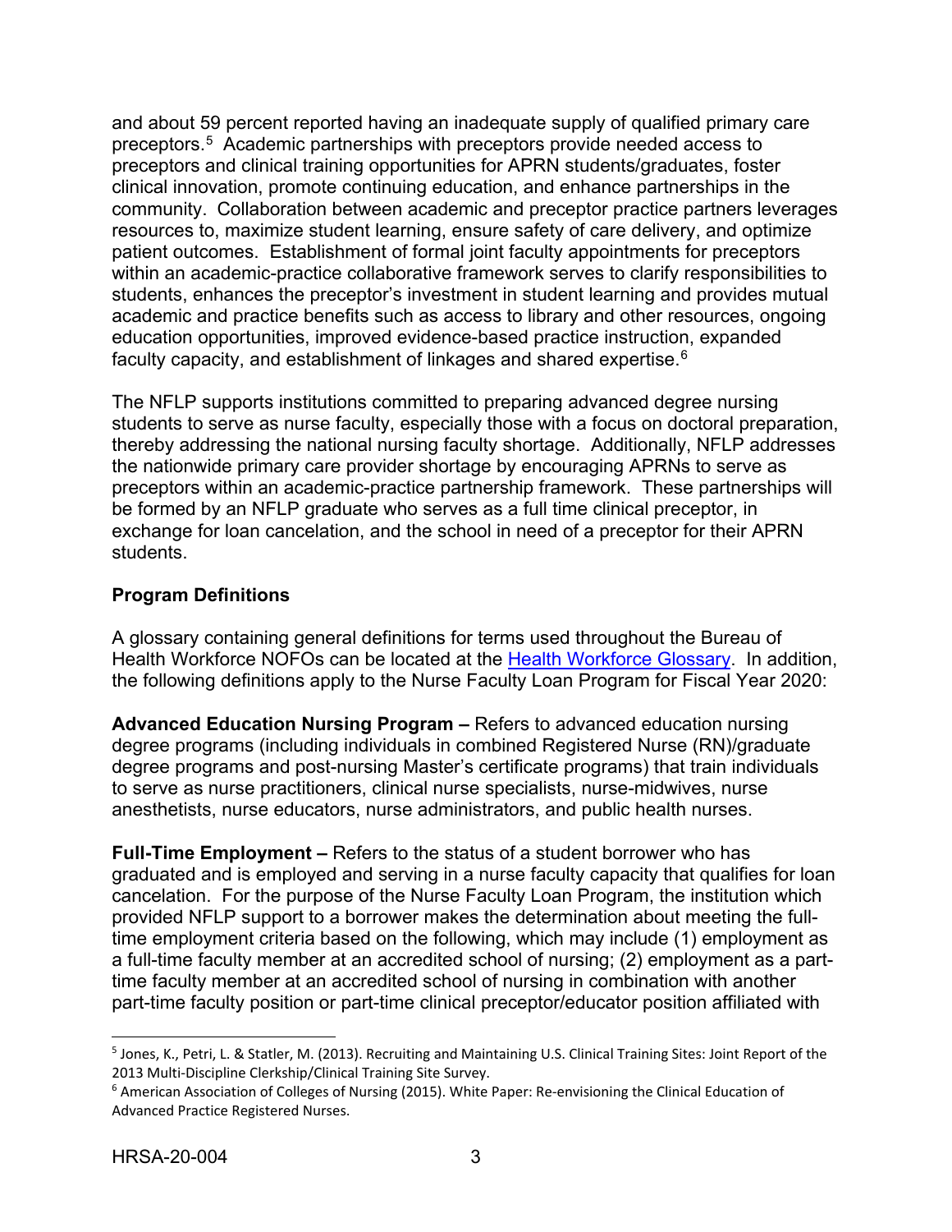and about 59 percent reported having an inadequate supply of qualified primary care preceptors.[5] Academic partnerships with preceptors provide needed access to preceptors and clinical training opportunities for APRN students/graduates, foster clinical innovation, promote continuing education, and enhance partnerships in the community. Collaboration between academic and preceptor practice partners leverages resources to, maximize student learning, ensure safety of care delivery, and optimize patient outcomes. Establishment of formal joint faculty appointments for preceptors within an academic-practice collaborative framework serves to clarify responsibilities to students, enhances the preceptor's investment in student learning and provides mutual academic and practice benefits such as access to library and other resources, ongoing education opportunities, improved evidence-based practice instruction, expanded faculty capacity, and establishment of linkages and shared expertise.[6]

The NFLP supports institutions committed to preparing advanced degree nursing students to serve as nurse faculty, especially those with a focus on doctoral preparation, thereby addressing the national nursing faculty shortage. Additionally, NFLP addresses the nationwide primary care provider shortage by encouraging APRNs to serve as preceptors within an academic-practice partnership framework. These partnerships will be formed by an NFLP graduate who serves as a full time clinical preceptor, in exchange for loan cancelation, and the school in need of a preceptor for their APRN students.

## Program Definitions

A glossary containing general definitions for terms used throughout the Bureau of Health Workforce NOFOs can be located at the [Health Workforce Glossary](). In addition, the following definitions apply to the Nurse Faculty Loan Program for Fiscal Year 2020:

**Advanced Education Nursing Program –** Refers to advanced education nursing degree programs (including individuals in combined Registered Nurse (RN)/graduate degree programs and post-nursing Master's certificate programs) that train individuals to serve as nurse practitioners, clinical nurse specialists, nurse-midwives, nurse anesthetists, nurse educators, nurse administrators, and public health nurses.

**Full-Time Employment –** Refers to the status of a student borrower who has graduated and is employed and serving in a nurse faculty capacity that qualifies for loan cancelation. For the purpose of the Nurse Faculty Loan Program, the institution which provided NFLP support to a borrower makes the determination about meeting the full-time employment criteria based on the following, which may include (1) employment as a full-time faculty member at an accredited school of nursing; (2) employment as a part-time faculty member at an accredited school of nursing in combination with another part-time faculty position or part-time clinical preceptor/educator position affiliated with

---

[5] Jones, K., Petri, L. & Statler, M. (2013). Recruiting and Maintaining U.S. Clinical Training Sites: Joint Report of the 2013 Multi-Discipline Clerkship/Clinical Training Site Survey.

[6] American Association of Colleges of Nursing (2015). White Paper: Re-envisioning the Clinical Education of Advanced Practice Registered Nurses.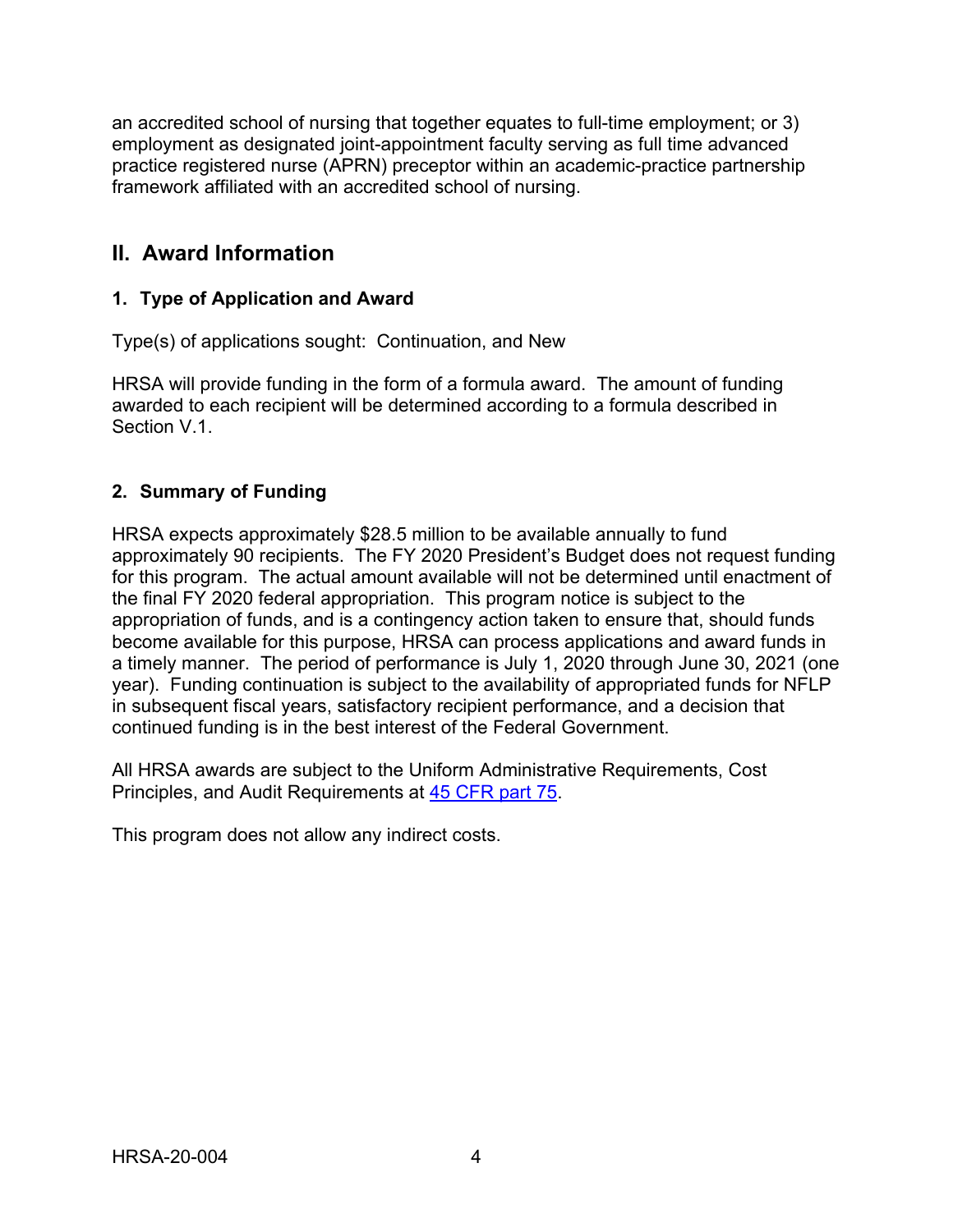an accredited school of nursing that together equates to full-time employment; or 3) employment as designated joint-appointment faculty serving as full time advanced practice registered nurse (APRN) preceptor within an academic-practice partnership framework affiliated with an accredited school of nursing.

## II. Award Information

### 1. Type of Application and Award

Type(s) of applications sought: Continuation, and New

HRSA will provide funding in the form of a formula award. The amount of funding awarded to each recipient will be determined according to a formula described in Section V.1.

### 2. Summary of Funding

HRSA expects approximately $28.5 million to be available annually to fund approximately 90 recipients. The FY 2020 President's Budget does not request funding for this program. The actual amount available will not be determined until enactment of the final FY 2020 federal appropriation. This program notice is subject to the appropriation of funds, and is a contingency action taken to ensure that, should funds become available for this purpose, HRSA can process applications and award funds in a timely manner. The period of performance is July 1, 2020 through June 30, 2021 (one year). Funding continuation is subject to the availability of appropriated funds for NFLP in subsequent fiscal years, satisfactory recipient performance, and a decision that continued funding is in the best interest of the Federal Government.

All HRSA awards are subject to the Uniform Administrative Requirements, Cost Principles, and Audit Requirements at 45 CFR part 75.

This program does not allow any indirect costs.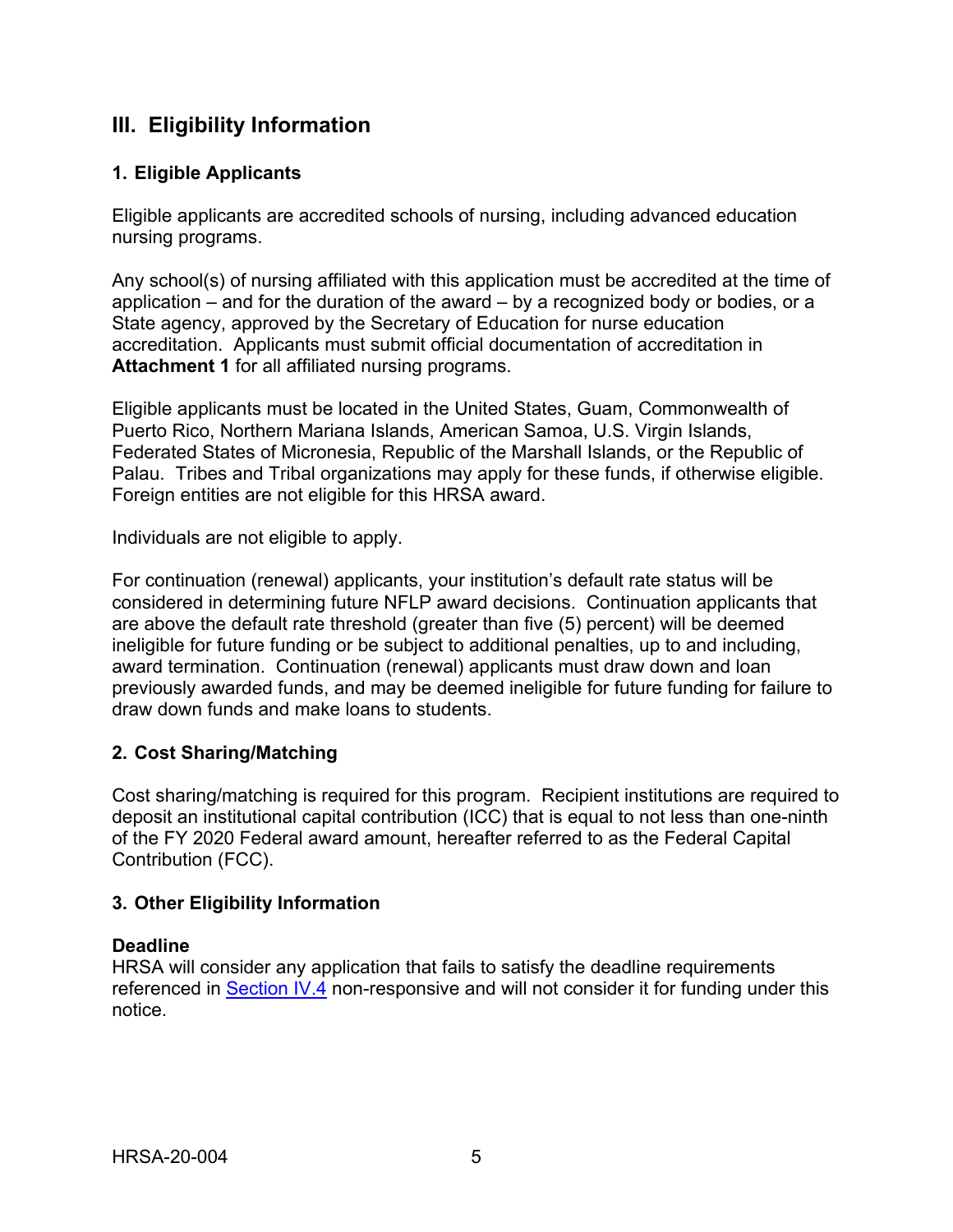## III. Eligibility Information

### 1. Eligible Applicants

Eligible applicants are accredited schools of nursing, including advanced education nursing programs.

Any school(s) of nursing affiliated with this application must be accredited at the time of application – and for the duration of the award – by a recognized body or bodies, or a State agency, approved by the Secretary of Education for nurse education accreditation. Applicants must submit official documentation of accreditation in **Attachment 1** for all affiliated nursing programs.

Eligible applicants must be located in the United States, Guam, Commonwealth of Puerto Rico, Northern Mariana Islands, American Samoa, U.S. Virgin Islands, Federated States of Micronesia, Republic of the Marshall Islands, or the Republic of Palau. Tribes and Tribal organizations may apply for these funds, if otherwise eligible. Foreign entities are not eligible for this HRSA award.

Individuals are not eligible to apply.

For continuation (renewal) applicants, your institution's default rate status will be considered in determining future NFLP award decisions. Continuation applicants that are above the default rate threshold (greater than five (5) percent) will be deemed ineligible for future funding or be subject to additional penalties, up to and including, award termination. Continuation (renewal) applicants must draw down and loan previously awarded funds, and may be deemed ineligible for future funding for failure to draw down funds and make loans to students.

### 2. Cost Sharing/Matching

Cost sharing/matching is required for this program. Recipient institutions are required to deposit an institutional capital contribution (ICC) that is equal to not less than one-ninth of the FY 2020 Federal award amount, hereafter referred to as the Federal Capital Contribution (FCC).

### 3. Other Eligibility Information

**Deadline**
HRSA will consider any application that fails to satisfy the deadline requirements referenced in Section IV.4 non-responsive and will not consider it for funding under this notice.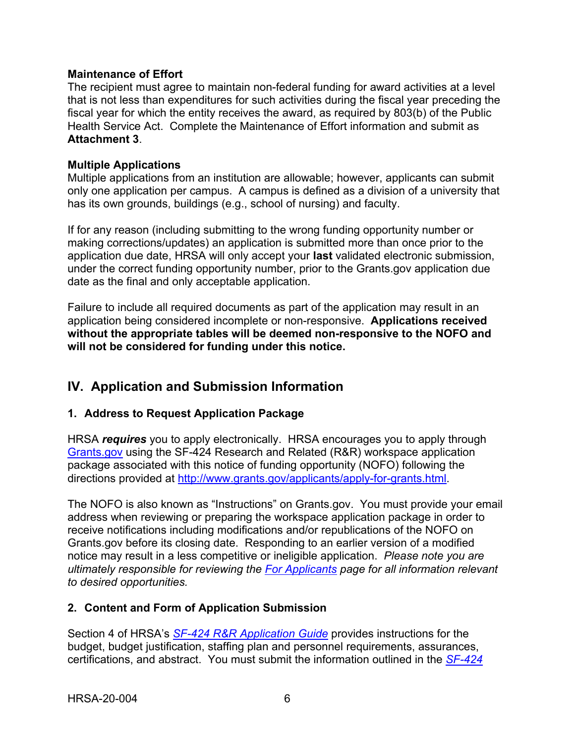**Maintenance of Effort**
The recipient must agree to maintain non-federal funding for award activities at a level that is not less than expenditures for such activities during the fiscal year preceding the fiscal year for which the entity receives the award, as required by 803(b) of the Public Health Service Act. Complete the Maintenance of Effort information and submit as **Attachment 3**.

**Multiple Applications**
Multiple applications from an institution are allowable; however, applicants can submit only one application per campus. A campus is defined as a division of a university that has its own grounds, buildings (e.g., school of nursing) and faculty.

If for any reason (including submitting to the wrong funding opportunity number or making corrections/updates) an application is submitted more than once prior to the application due date, HRSA will only accept your **last** validated electronic submission, under the correct funding opportunity number, prior to the Grants.gov application due date as the final and only acceptable application.

Failure to include all required documents as part of the application may result in an application being considered incomplete or non-responsive. **Applications received without the appropriate tables will be deemed non-responsive to the NOFO and will not be considered for funding under this notice.**

## IV. Application and Submission Information

### 1. Address to Request Application Package

HRSA ***requires*** you to apply electronically. HRSA encourages you to apply through [Grants.gov](http://www.grants.gov) using the SF-424 Research and Related (R&R) workspace application package associated with this notice of funding opportunity (NOFO) following the directions provided at [http://www.grants.gov/applicants/apply-for-grants.html](http://www.grants.gov/applicants/apply-for-grants.html).

The NOFO is also known as "Instructions" on Grants.gov. You must provide your email address when reviewing or preparing the workspace application package in order to receive notifications including modifications and/or republications of the NOFO on Grants.gov before its closing date. Responding to an earlier version of a modified notice may result in a less competitive or ineligible application. *Please note you are ultimately responsible for reviewing the For Applicants page for all information relevant to desired opportunities.*

### 2. Content and Form of Application Submission

Section 4 of HRSA's *SF-424 R&R Application Guide* provides instructions for the budget, budget justification, staffing plan and personnel requirements, assurances, certifications, and abstract. You must submit the information outlined in the *SF-424*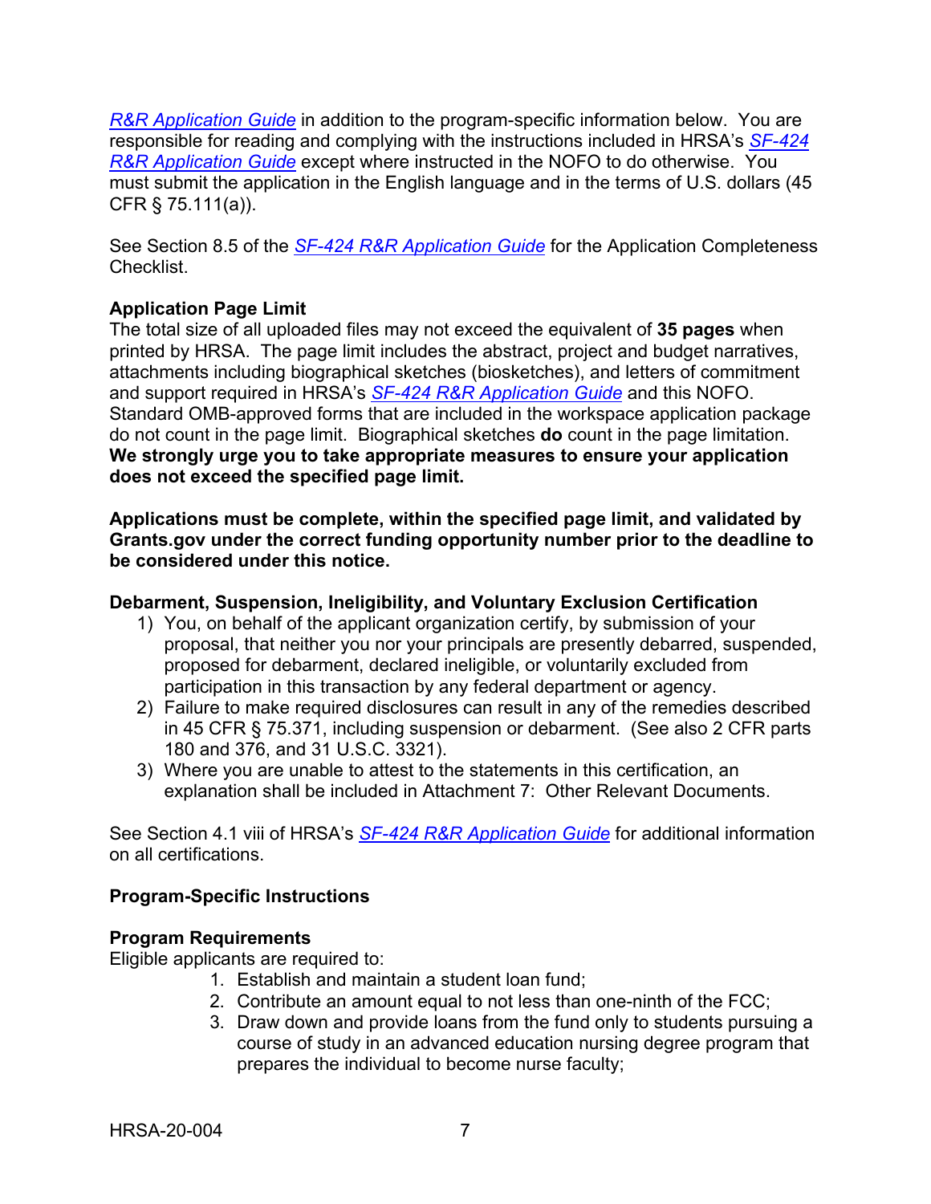R&R Application Guide in addition to the program-specific information below. You are responsible for reading and complying with the instructions included in HRSA's SF-424 R&R Application Guide except where instructed in the NOFO to do otherwise. You must submit the application in the English language and in the terms of U.S. dollars (45 CFR § 75.111(a)).

See Section 8.5 of the SF-424 R&R Application Guide for the Application Completeness Checklist.

**Application Page Limit**

The total size of all uploaded files may not exceed the equivalent of **35 pages** when printed by HRSA. The page limit includes the abstract, project and budget narratives, attachments including biographical sketches (biosketches), and letters of commitment and support required in HRSA's SF-424 R&R Application Guide and this NOFO. Standard OMB-approved forms that are included in the workspace application package do not count in the page limit. Biographical sketches **do** count in the page limitation. **We strongly urge you to take appropriate measures to ensure your application does not exceed the specified page limit.**

**Applications must be complete, within the specified page limit, and validated by Grants.gov under the correct funding opportunity number prior to the deadline to be considered under this notice.**

**Debarment, Suspension, Ineligibility, and Voluntary Exclusion Certification**

1) You, on behalf of the applicant organization certify, by submission of your proposal, that neither you nor your principals are presently debarred, suspended, proposed for debarment, declared ineligible, or voluntarily excluded from participation in this transaction by any federal department or agency.
2) Failure to make required disclosures can result in any of the remedies described in 45 CFR § 75.371, including suspension or debarment. (See also 2 CFR parts 180 and 376, and 31 U.S.C. 3321).
3) Where you are unable to attest to the statements in this certification, an explanation shall be included in Attachment 7: Other Relevant Documents.

See Section 4.1 viii of HRSA's SF-424 R&R Application Guide for additional information on all certifications.

**Program-Specific Instructions**

**Program Requirements**

Eligible applicants are required to:

1. Establish and maintain a student loan fund;
2. Contribute an amount equal to not less than one-ninth of the FCC;
3. Draw down and provide loans from the fund only to students pursuing a course of study in an advanced education nursing degree program that prepares the individual to become nurse faculty;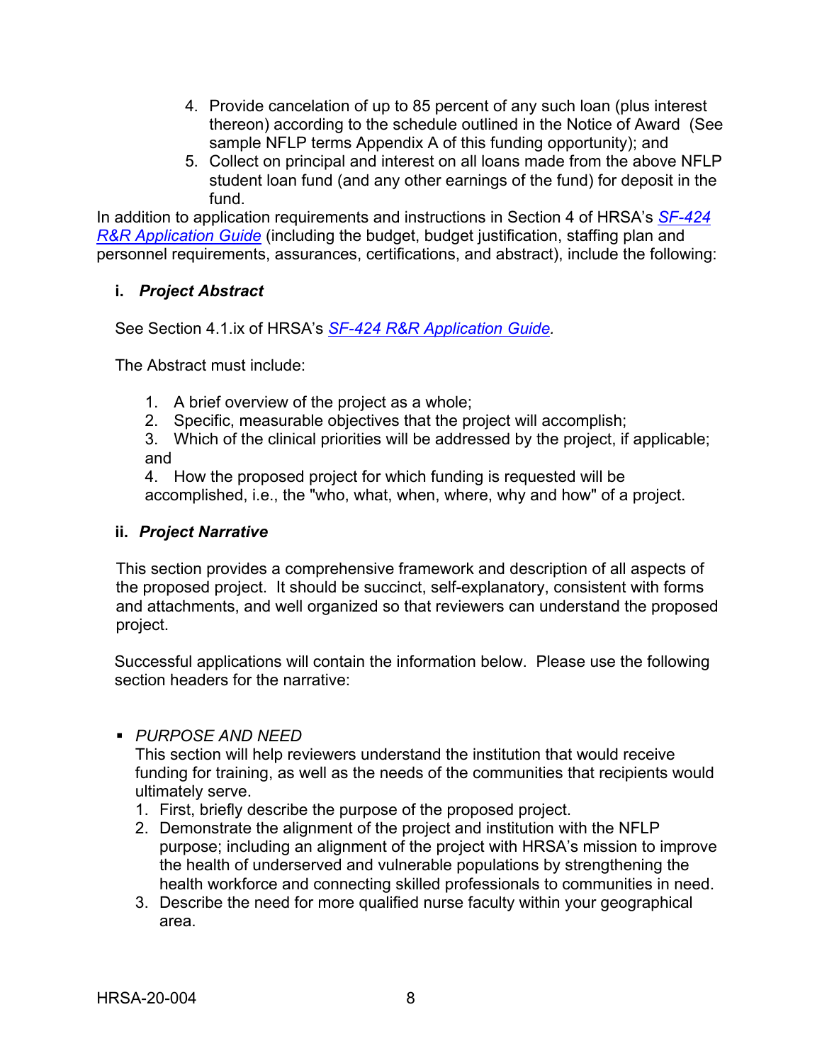4. Provide cancelation of up to 85 percent of any such loan (plus interest thereon) according to the schedule outlined in the Notice of Award (See sample NFLP terms Appendix A of this funding opportunity); and
5. Collect on principal and interest on all loans made from the above NFLP student loan fund (and any other earnings of the fund) for deposit in the fund.

In addition to application requirements and instructions in Section 4 of HRSA's *SF-424 R&R Application Guide* (including the budget, budget justification, staffing plan and personnel requirements, assurances, certifications, and abstract), include the following:

**i. *Project Abstract***

See Section 4.1.ix of HRSA's *SF-424 R&R Application Guide*.

The Abstract must include:

1. A brief overview of the project as a whole;
2. Specific, measurable objectives that the project will accomplish;
3. Which of the clinical priorities will be addressed by the project, if applicable; and
4. How the proposed project for which funding is requested will be accomplished, i.e., the "who, what, when, where, why and how" of a project.

**ii. *Project Narrative***

This section provides a comprehensive framework and description of all aspects of the proposed project. It should be succinct, self-explanatory, consistent with forms and attachments, and well organized so that reviewers can understand the proposed project.

Successful applications will contain the information below. Please use the following section headers for the narrative:

- *PURPOSE AND NEED*
  This section will help reviewers understand the institution that would receive funding for training, as well as the needs of the communities that recipients would ultimately serve.
  1. First, briefly describe the purpose of the proposed project.
  2. Demonstrate the alignment of the project and institution with the NFLP purpose; including an alignment of the project with HRSA's mission to improve the health of underserved and vulnerable populations by strengthening the health workforce and connecting skilled professionals to communities in need.
  3. Describe the need for more qualified nurse faculty within your geographical area.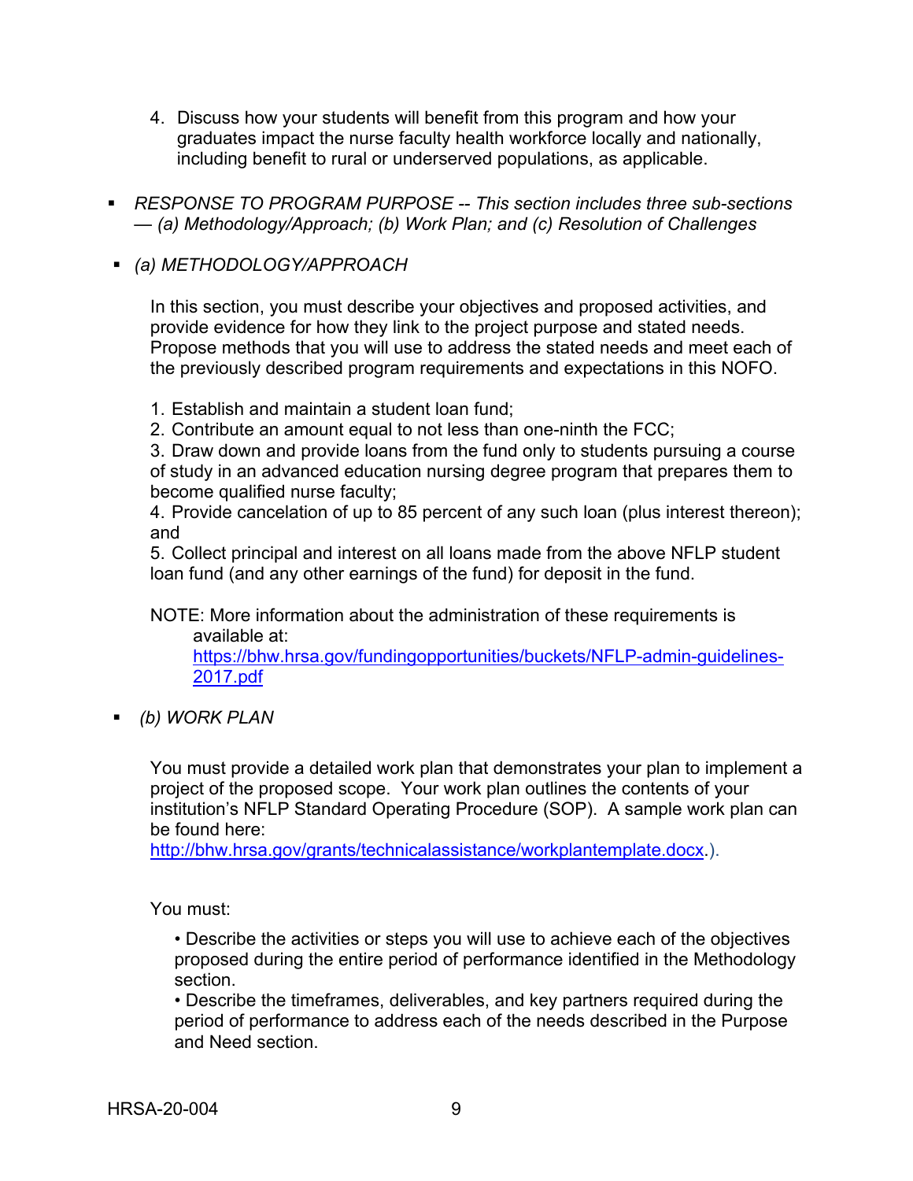4. Discuss how your students will benefit from this program and how your graduates impact the nurse faculty health workforce locally and nationally, including benefit to rural or underserved populations, as applicable.

- *RESPONSE TO PROGRAM PURPOSE -- This section includes three sub-sections — (a) Methodology/Approach; (b) Work Plan; and (c) Resolution of Challenges*

- *(a) METHODOLOGY/APPROACH*

  In this section, you must describe your objectives and proposed activities, and provide evidence for how they link to the project purpose and stated needs. Propose methods that you will use to address the stated needs and meet each of the previously described program requirements and expectations in this NOFO.

  1. Establish and maintain a student loan fund;
  2. Contribute an amount equal to not less than one-ninth the FCC;
  3. Draw down and provide loans from the fund only to students pursuing a course of study in an advanced education nursing degree program that prepares them to become qualified nurse faculty;
  4. Provide cancelation of up to 85 percent of any such loan (plus interest thereon); and
  5. Collect principal and interest on all loans made from the above NFLP student loan fund (and any other earnings of the fund) for deposit in the fund.

  NOTE: More information about the administration of these requirements is available at: [https://bhw.hrsa.gov/fundingopportunities/buckets/NFLP-admin-guidelines-2017.pdf](https://bhw.hrsa.gov/fundingopportunities/buckets/NFLP-admin-guidelines-2017.pdf)

- *(b) WORK PLAN*

  You must provide a detailed work plan that demonstrates your plan to implement a project of the proposed scope. Your work plan outlines the contents of your institution's NFLP Standard Operating Procedure (SOP). A sample work plan can be found here: [http://bhw.hrsa.gov/grants/technicalassistance/workplantemplate.docx](http://bhw.hrsa.gov/grants/technicalassistance/workplantemplate.docx).).

  You must:

  - Describe the activities or steps you will use to achieve each of the objectives proposed during the entire period of performance identified in the Methodology section.
  - Describe the timeframes, deliverables, and key partners required during the period of performance to address each of the needs described in the Purpose and Need section.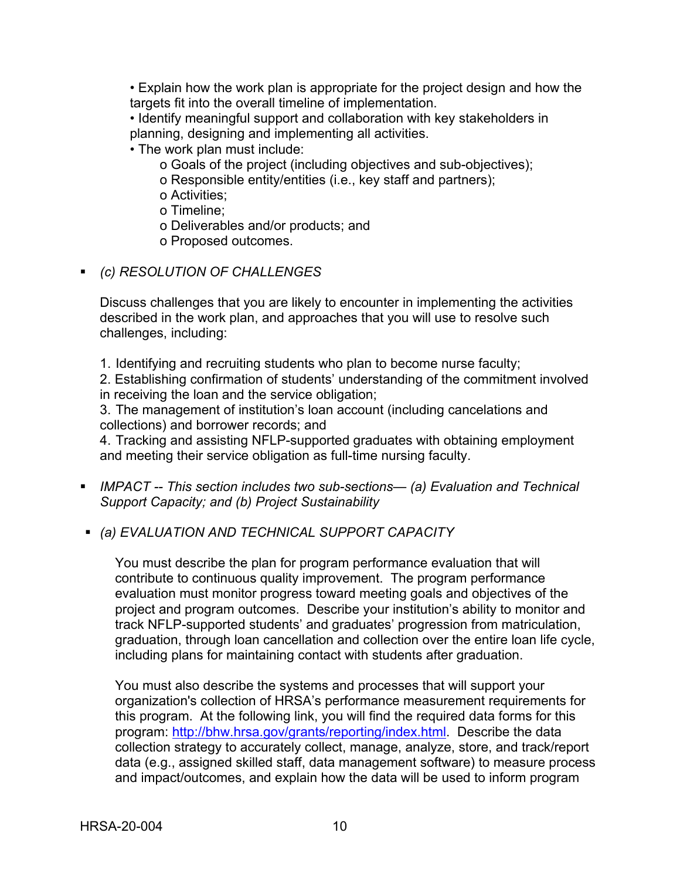- Explain how the work plan is appropriate for the project design and how the targets fit into the overall timeline of implementation.
- Identify meaningful support and collaboration with key stakeholders in planning, designing and implementing all activities.
- The work plan must include:
    - Goals of the project (including objectives and sub-objectives);
    - Responsible entity/entities (i.e., key staff and partners);
    - Activities;
    - Timeline;
    - Deliverables and/or products; and
    - Proposed outcomes.

- *(c) RESOLUTION OF CHALLENGES*

  Discuss challenges that you are likely to encounter in implementing the activities described in the work plan, and approaches that you will use to resolve such challenges, including:

  1. Identifying and recruiting students who plan to become nurse faculty;
  2. Establishing confirmation of students' understanding of the commitment involved in receiving the loan and the service obligation;
  3. The management of institution's loan account (including cancelations and collections) and borrower records; and
  4. Tracking and assisting NFLP-supported graduates with obtaining employment and meeting their service obligation as full-time nursing faculty.

- *IMPACT -- This section includes two sub-sections— (a) Evaluation and Technical Support Capacity; and (b) Project Sustainability*

- *(a) EVALUATION AND TECHNICAL SUPPORT CAPACITY*

  You must describe the plan for program performance evaluation that will contribute to continuous quality improvement. The program performance evaluation must monitor progress toward meeting goals and objectives of the project and program outcomes. Describe your institution's ability to monitor and track NFLP-supported students' and graduates' progression from matriculation, graduation, through loan cancellation and collection over the entire loan life cycle, including plans for maintaining contact with students after graduation.

  You must also describe the systems and processes that will support your organization's collection of HRSA's performance measurement requirements for this program. At the following link, you will find the required data forms for this program: http://bhw.hrsa.gov/grants/reporting/index.html. Describe the data collection strategy to accurately collect, manage, analyze, store, and track/report data (e.g., assigned skilled staff, data management software) to measure process and impact/outcomes, and explain how the data will be used to inform program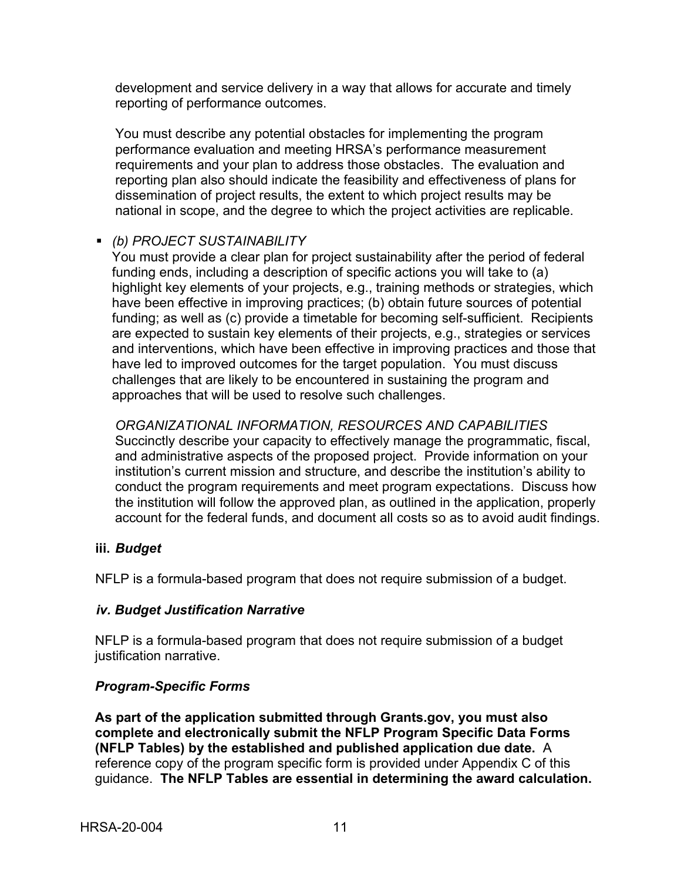development and service delivery in a way that allows for accurate and timely reporting of performance outcomes.

You must describe any potential obstacles for implementing the program performance evaluation and meeting HRSA's performance measurement requirements and your plan to address those obstacles. The evaluation and reporting plan also should indicate the feasibility and effectiveness of plans for dissemination of project results, the extent to which project results may be national in scope, and the degree to which the project activities are replicable.

- *(b) PROJECT SUSTAINABILITY*
  You must provide a clear plan for project sustainability after the period of federal funding ends, including a description of specific actions you will take to (a) highlight key elements of your projects, e.g., training methods or strategies, which have been effective in improving practices; (b) obtain future sources of potential funding; as well as (c) provide a timetable for becoming self-sufficient. Recipients are expected to sustain key elements of their projects, e.g., strategies or services and interventions, which have been effective in improving practices and those that have led to improved outcomes for the target population. You must discuss challenges that are likely to be encountered in sustaining the program and approaches that will be used to resolve such challenges.

*ORGANIZATIONAL INFORMATION, RESOURCES AND CAPABILITIES*
Succinctly describe your capacity to effectively manage the programmatic, fiscal, and administrative aspects of the proposed project. Provide information on your institution's current mission and structure, and describe the institution's ability to conduct the program requirements and meet program expectations. Discuss how the institution will follow the approved plan, as outlined in the application, properly account for the federal funds, and document all costs so as to avoid audit findings.

### iii. *Budget*

NFLP is a formula-based program that does not require submission of a budget.

### *iv. Budget Justification Narrative*

NFLP is a formula-based program that does not require submission of a budget justification narrative.

### *Program-Specific Forms*

**As part of the application submitted through Grants.gov, you must also complete and electronically submit the NFLP Program Specific Data Forms (NFLP Tables) by the established and published application due date.** A reference copy of the program specific form is provided under Appendix C of this guidance. **The NFLP Tables are essential in determining the award calculation.**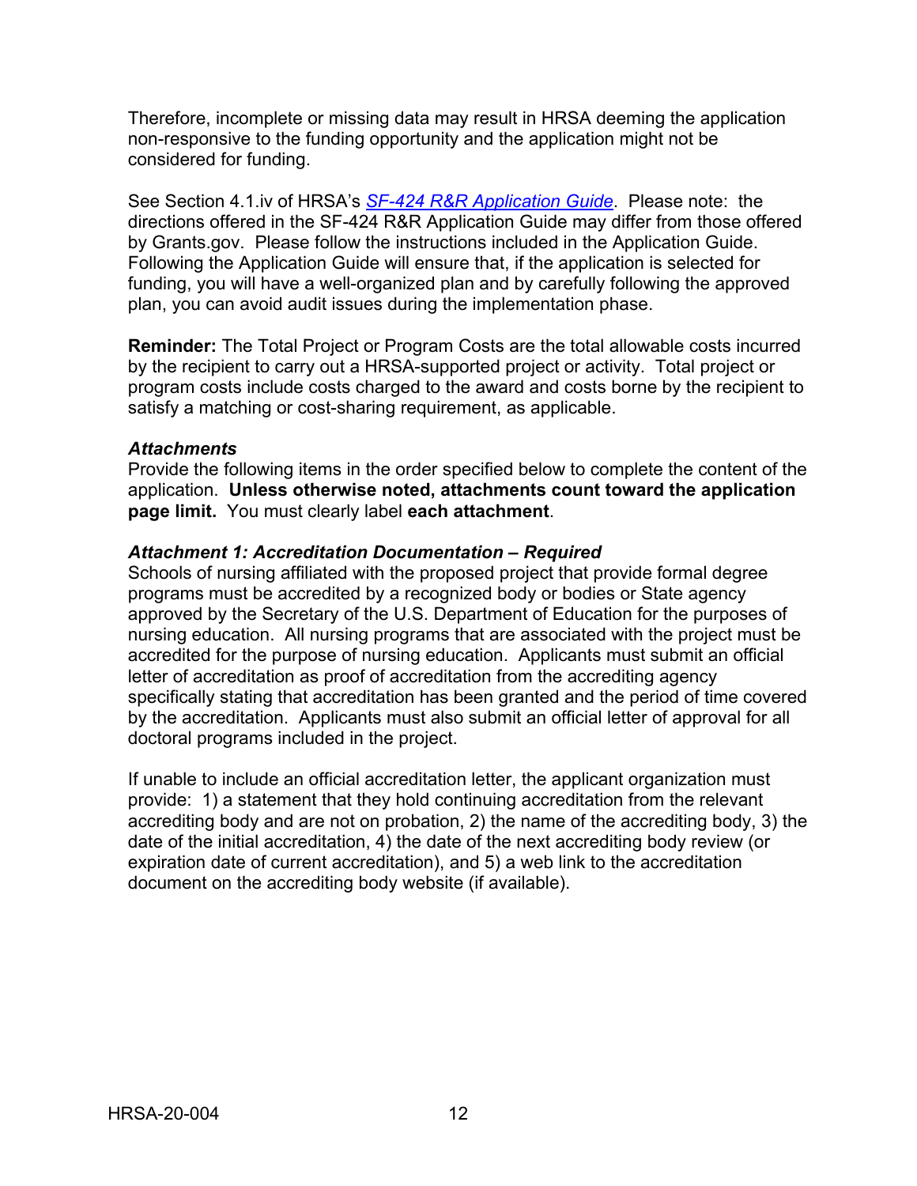Therefore, incomplete or missing data may result in HRSA deeming the application non-responsive to the funding opportunity and the application might not be considered for funding.

See Section 4.1.iv of HRSA's *SF-424 R&R Application Guide*. Please note: the directions offered in the SF-424 R&R Application Guide may differ from those offered by Grants.gov. Please follow the instructions included in the Application Guide. Following the Application Guide will ensure that, if the application is selected for funding, you will have a well-organized plan and by carefully following the approved plan, you can avoid audit issues during the implementation phase.

**Reminder:** The Total Project or Program Costs are the total allowable costs incurred by the recipient to carry out a HRSA-supported project or activity. Total project or program costs include costs charged to the award and costs borne by the recipient to satisfy a matching or cost-sharing requirement, as applicable.

***Attachments***

Provide the following items in the order specified below to complete the content of the application. **Unless otherwise noted, attachments count toward the application page limit.** You must clearly label **each attachment**.

***Attachment 1: Accreditation Documentation – Required***

Schools of nursing affiliated with the proposed project that provide formal degree programs must be accredited by a recognized body or bodies or State agency approved by the Secretary of the U.S. Department of Education for the purposes of nursing education. All nursing programs that are associated with the project must be accredited for the purpose of nursing education. Applicants must submit an official letter of accreditation as proof of accreditation from the accrediting agency specifically stating that accreditation has been granted and the period of time covered by the accreditation. Applicants must also submit an official letter of approval for all doctoral programs included in the project.

If unable to include an official accreditation letter, the applicant organization must provide: 1) a statement that they hold continuing accreditation from the relevant accrediting body and are not on probation, 2) the name of the accrediting body, 3) the date of the initial accreditation, 4) the date of the next accrediting body review (or expiration date of current accreditation), and 5) a web link to the accreditation document on the accrediting body website (if available).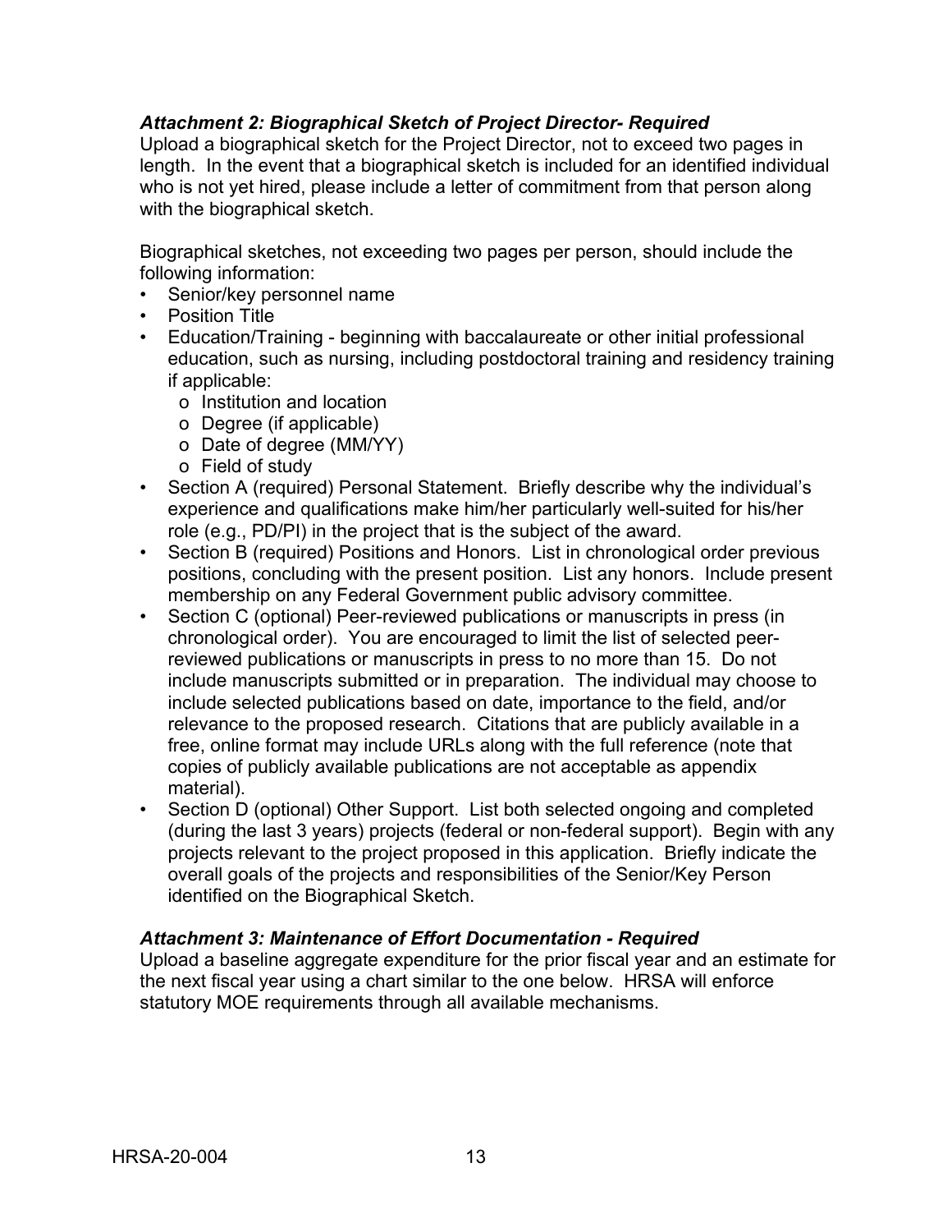***Attachment 2: Biographical Sketch of Project Director- Required***

Upload a biographical sketch for the Project Director, not to exceed two pages in length. In the event that a biographical sketch is included for an identified individual who is not yet hired, please include a letter of commitment from that person along with the biographical sketch.

Biographical sketches, not exceeding two pages per person, should include the following information:

- Senior/key personnel name
- Position Title
- Education/Training - beginning with baccalaureate or other initial professional education, such as nursing, including postdoctoral training and residency training if applicable:
  - o Institution and location
  - o Degree (if applicable)
  - o Date of degree (MM/YY)
  - o Field of study
- Section A (required) Personal Statement. Briefly describe why the individual's experience and qualifications make him/her particularly well-suited for his/her role (e.g., PD/PI) in the project that is the subject of the award.
- Section B (required) Positions and Honors. List in chronological order previous positions, concluding with the present position. List any honors. Include present membership on any Federal Government public advisory committee.
- Section C (optional) Peer-reviewed publications or manuscripts in press (in chronological order). You are encouraged to limit the list of selected peer-reviewed publications or manuscripts in press to no more than 15. Do not include manuscripts submitted or in preparation. The individual may choose to include selected publications based on date, importance to the field, and/or relevance to the proposed research. Citations that are publicly available in a free, online format may include URLs along with the full reference (note that copies of publicly available publications are not acceptable as appendix material).
- Section D (optional) Other Support. List both selected ongoing and completed (during the last 3 years) projects (federal or non-federal support). Begin with any projects relevant to the project proposed in this application. Briefly indicate the overall goals of the projects and responsibilities of the Senior/Key Person identified on the Biographical Sketch.

***Attachment 3: Maintenance of Effort Documentation - Required***

Upload a baseline aggregate expenditure for the prior fiscal year and an estimate for the next fiscal year using a chart similar to the one below. HRSA will enforce statutory MOE requirements through all available mechanisms.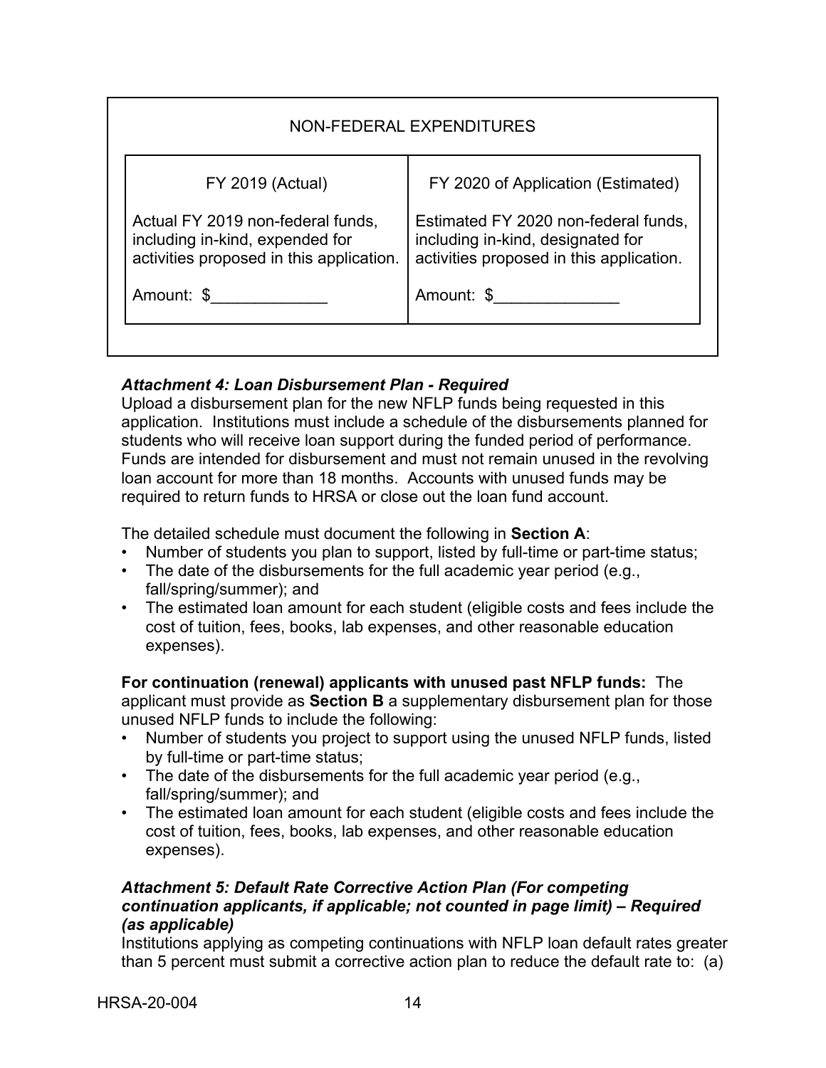| NON-FEDERAL EXPENDITURES | |
|---|---|
| FY 2019 (Actual) | FY 2020 of Application (Estimated) |
| Actual FY 2019 non-federal funds, including in-kind, expended for activities proposed in this application. | Estimated FY 2020 non-federal funds, including in-kind, designated for activities proposed in this application. |
| Amount: $_____________ | Amount: $______________ |

***Attachment 4: Loan Disbursement Plan - Required***
Upload a disbursement plan for the new NFLP funds being requested in this application. Institutions must include a schedule of the disbursements planned for students who will receive loan support during the funded period of performance. Funds are intended for disbursement and must not remain unused in the revolving loan account for more than 18 months. Accounts with unused funds may be required to return funds to HRSA or close out the loan fund account.

The detailed schedule must document the following in **Section A**:

- Number of students you plan to support, listed by full-time or part-time status;
- The date of the disbursements for the full academic year period (e.g., fall/spring/summer); and
- The estimated loan amount for each student (eligible costs and fees include the cost of tuition, fees, books, lab expenses, and other reasonable education expenses).

**For continuation (renewal) applicants with unused past NFLP funds:** The applicant must provide as **Section B** a supplementary disbursement plan for those unused NFLP funds to include the following:

- Number of students you project to support using the unused NFLP funds, listed by full-time or part-time status;
- The date of the disbursements for the full academic year period (e.g., fall/spring/summer); and
- The estimated loan amount for each student (eligible costs and fees include the cost of tuition, fees, books, lab expenses, and other reasonable education expenses).

***Attachment 5: Default Rate Corrective Action Plan (For competing continuation applicants, if applicable; not counted in page limit) – Required (as applicable)***
Institutions applying as competing continuations with NFLP loan default rates greater than 5 percent must submit a corrective action plan to reduce the default rate to: (a)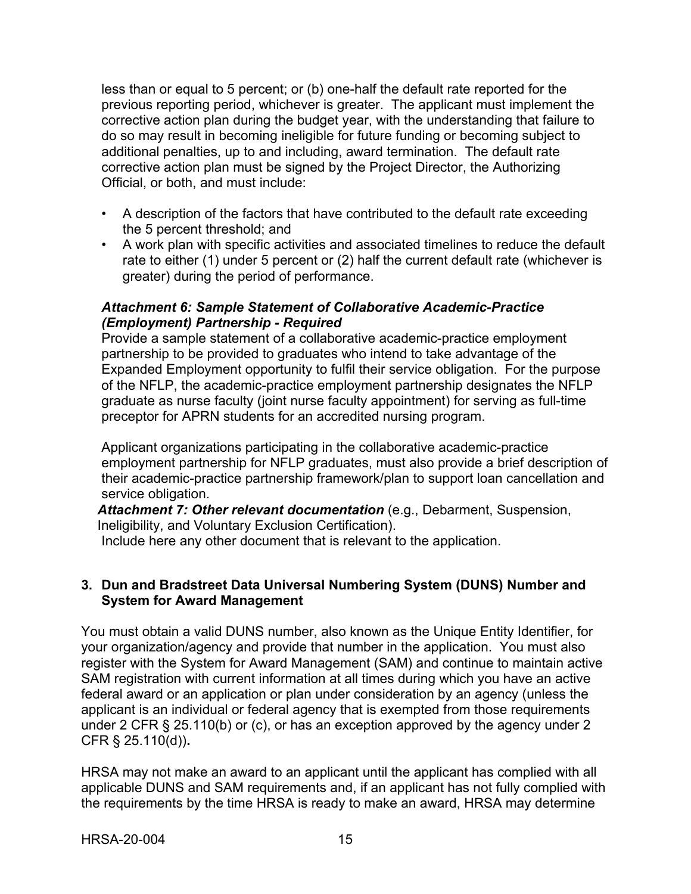less than or equal to 5 percent; or (b) one-half the default rate reported for the previous reporting period, whichever is greater. The applicant must implement the corrective action plan during the budget year, with the understanding that failure to do so may result in becoming ineligible for future funding or becoming subject to additional penalties, up to and including, award termination. The default rate corrective action plan must be signed by the Project Director, the Authorizing Official, or both, and must include:

- A description of the factors that have contributed to the default rate exceeding the 5 percent threshold; and
- A work plan with specific activities and associated timelines to reduce the default rate to either (1) under 5 percent or (2) half the current default rate (whichever is greater) during the period of performance.

***Attachment 6: Sample Statement of Collaborative Academic-Practice (Employment) Partnership - Required***

Provide a sample statement of a collaborative academic-practice employment partnership to be provided to graduates who intend to take advantage of the Expanded Employment opportunity to fulfil their service obligation. For the purpose of the NFLP, the academic-practice employment partnership designates the NFLP graduate as nurse faculty (joint nurse faculty appointment) for serving as full-time preceptor for APRN students for an accredited nursing program.

Applicant organizations participating in the collaborative academic-practice employment partnership for NFLP graduates, must also provide a brief description of their academic-practice partnership framework/plan to support loan cancellation and service obligation.

***Attachment 7: Other relevant documentation*** (e.g., Debarment, Suspension, Ineligibility, and Voluntary Exclusion Certification).

Include here any other document that is relevant to the application.

### 3. Dun and Bradstreet Data Universal Numbering System (DUNS) Number and System for Award Management

You must obtain a valid DUNS number, also known as the Unique Entity Identifier, for your organization/agency and provide that number in the application. You must also register with the System for Award Management (SAM) and continue to maintain active SAM registration with current information at all times during which you have an active federal award or an application or plan under consideration by an agency (unless the applicant is an individual or federal agency that is exempted from those requirements under 2 CFR § 25.110(b) or (c), or has an exception approved by the agency under 2 CFR § 25.110(d))**.**

HRSA may not make an award to an applicant until the applicant has complied with all applicable DUNS and SAM requirements and, if an applicant has not fully complied with the requirements by the time HRSA is ready to make an award, HRSA may determine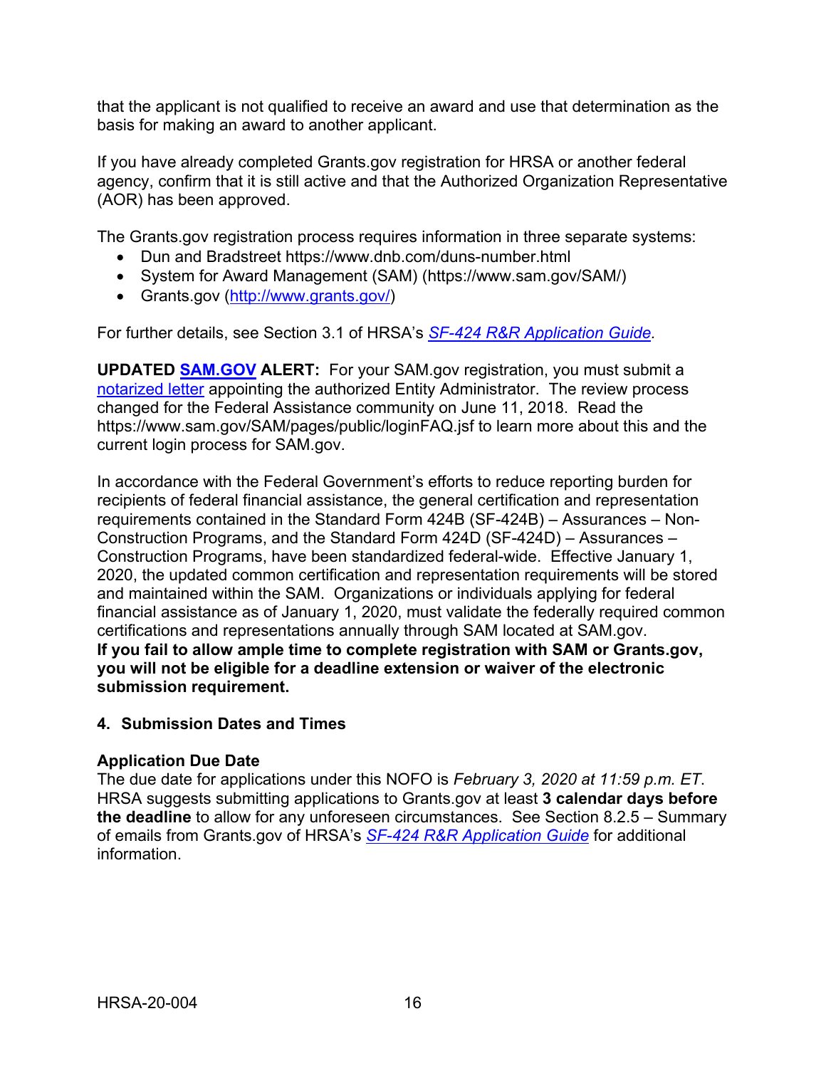that the applicant is not qualified to receive an award and use that determination as the basis for making an award to another applicant.

If you have already completed Grants.gov registration for HRSA or another federal agency, confirm that it is still active and that the Authorized Organization Representative (AOR) has been approved.

The Grants.gov registration process requires information in three separate systems:

- Dun and Bradstreet https://www.dnb.com/duns-number.html
- System for Award Management (SAM) (https://www.sam.gov/SAM/)
- Grants.gov (http://www.grants.gov/)

For further details, see Section 3.1 of HRSA's *SF-424 R&R Application Guide*.

**UPDATED SAM.GOV ALERT:** For your SAM.gov registration, you must submit a notarized letter appointing the authorized Entity Administrator. The review process changed for the Federal Assistance community on June 11, 2018. Read the https://www.sam.gov/SAM/pages/public/loginFAQ.jsf to learn more about this and the current login process for SAM.gov.

In accordance with the Federal Government's efforts to reduce reporting burden for recipients of federal financial assistance, the general certification and representation requirements contained in the Standard Form 424B (SF-424B) – Assurances – Non-Construction Programs, and the Standard Form 424D (SF-424D) – Assurances – Construction Programs, have been standardized federal-wide. Effective January 1, 2020, the updated common certification and representation requirements will be stored and maintained within the SAM. Organizations or individuals applying for federal financial assistance as of January 1, 2020, must validate the federally required common certifications and representations annually through SAM located at SAM.gov.
**If you fail to allow ample time to complete registration with SAM or Grants.gov, you will not be eligible for a deadline extension or waiver of the electronic submission requirement.**

### 4. Submission Dates and Times

**Application Due Date**
The due date for applications under this NOFO is *February 3, 2020 at 11:59 p.m. ET*. HRSA suggests submitting applications to Grants.gov at least **3 calendar days before the deadline** to allow for any unforeseen circumstances. See Section 8.2.5 – Summary of emails from Grants.gov of HRSA's *SF-424 R&R Application Guide* for additional information.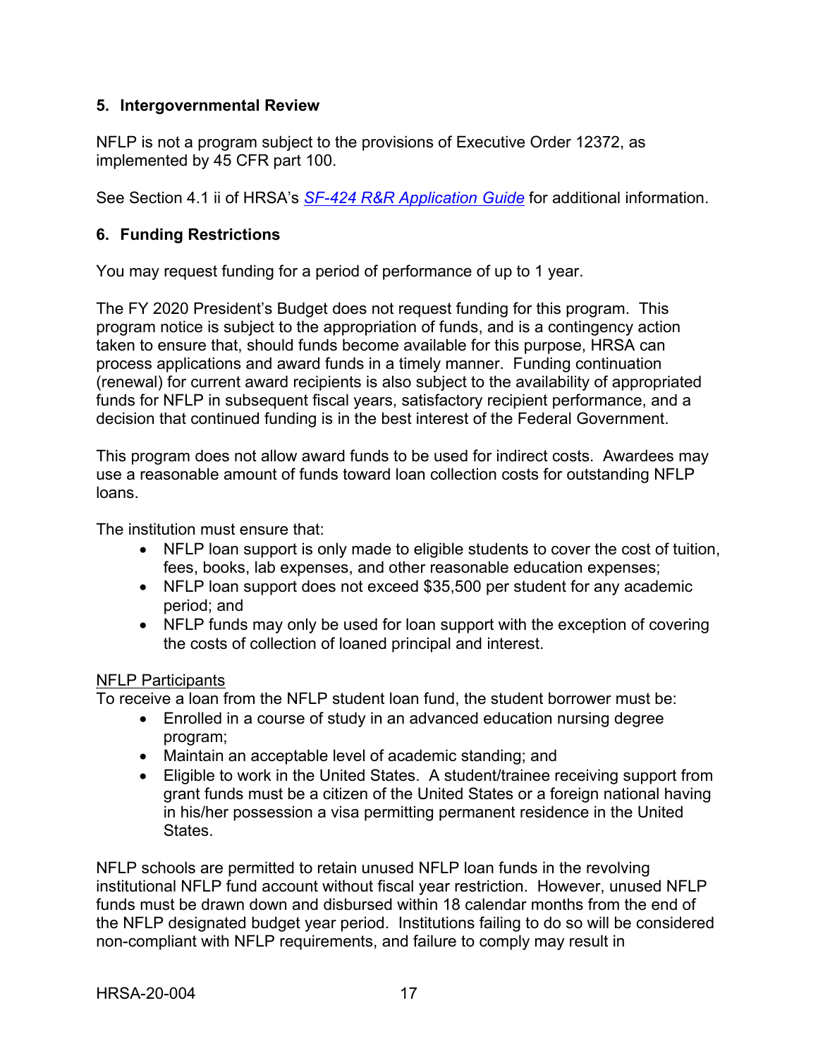### 5. Intergovernmental Review

NFLP is not a program subject to the provisions of Executive Order 12372, as implemented by 45 CFR part 100.

See Section 4.1 ii of HRSA's *SF-424 R&R Application Guide* for additional information.

### 6. Funding Restrictions

You may request funding for a period of performance of up to 1 year.

The FY 2020 President's Budget does not request funding for this program. This program notice is subject to the appropriation of funds, and is a contingency action taken to ensure that, should funds become available for this purpose, HRSA can process applications and award funds in a timely manner. Funding continuation (renewal) for current award recipients is also subject to the availability of appropriated funds for NFLP in subsequent fiscal years, satisfactory recipient performance, and a decision that continued funding is in the best interest of the Federal Government.

This program does not allow award funds to be used for indirect costs. Awardees may use a reasonable amount of funds toward loan collection costs for outstanding NFLP loans.

The institution must ensure that:

- NFLP loan support is only made to eligible students to cover the cost of tuition, fees, books, lab expenses, and other reasonable education expenses;
- NFLP loan support does not exceed $35,500 per student for any academic period; and
- NFLP funds may only be used for loan support with the exception of covering the costs of collection of loaned principal and interest.

NFLP Participants

To receive a loan from the NFLP student loan fund, the student borrower must be:

- Enrolled in a course of study in an advanced education nursing degree program;
- Maintain an acceptable level of academic standing; and
- Eligible to work in the United States. A student/trainee receiving support from grant funds must be a citizen of the United States or a foreign national having in his/her possession a visa permitting permanent residence in the United States.

NFLP schools are permitted to retain unused NFLP loan funds in the revolving institutional NFLP fund account without fiscal year restriction. However, unused NFLP funds must be drawn down and disbursed within 18 calendar months from the end of the NFLP designated budget year period. Institutions failing to do so will be considered non-compliant with NFLP requirements, and failure to comply may result in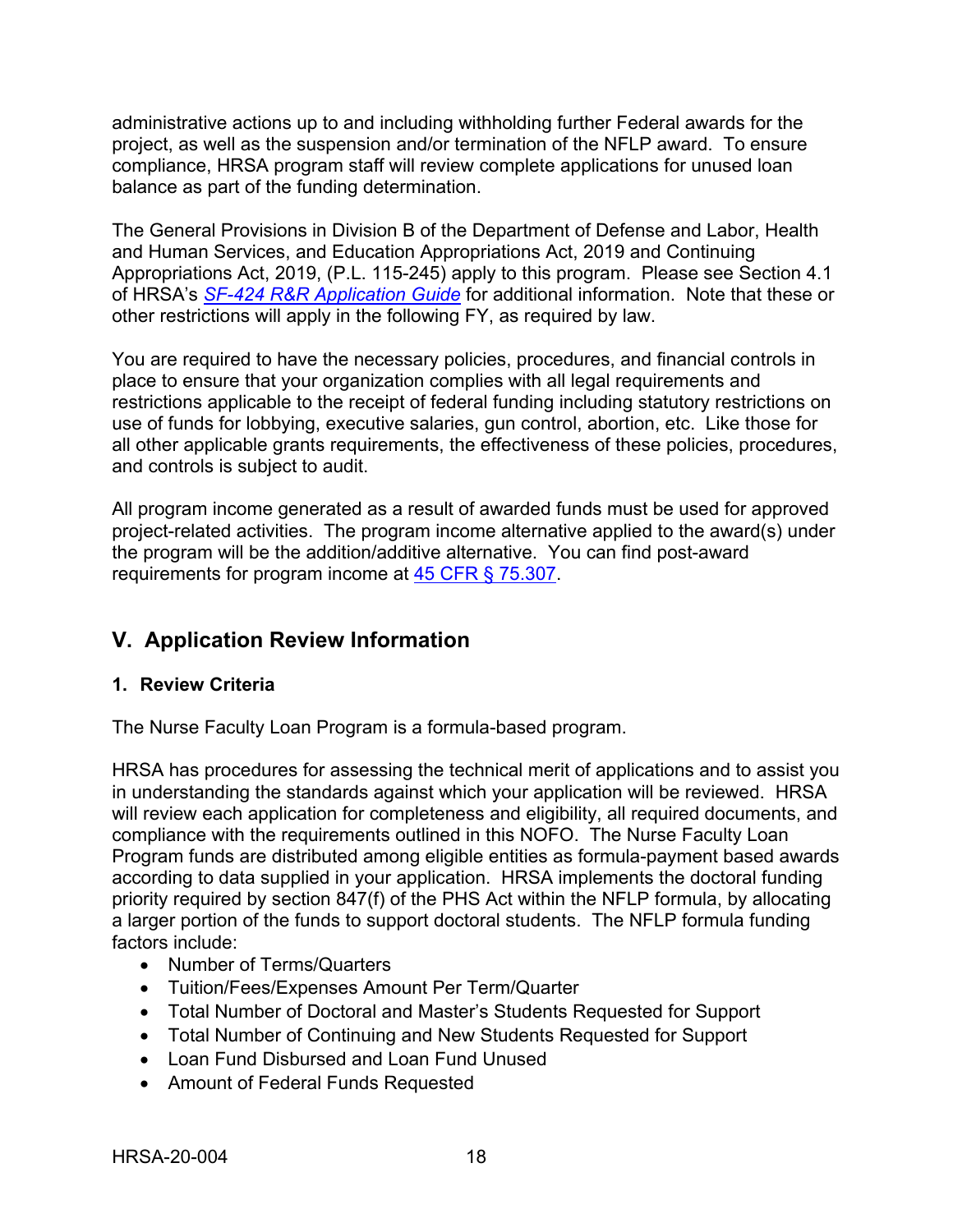administrative actions up to and including withholding further Federal awards for the project, as well as the suspension and/or termination of the NFLP award. To ensure compliance, HRSA program staff will review complete applications for unused loan balance as part of the funding determination.

The General Provisions in Division B of the Department of Defense and Labor, Health and Human Services, and Education Appropriations Act, 2019 and Continuing Appropriations Act, 2019, (P.L. 115-245) apply to this program. Please see Section 4.1 of HRSA's *SF-424 R&R Application Guide* for additional information. Note that these or other restrictions will apply in the following FY, as required by law.

You are required to have the necessary policies, procedures, and financial controls in place to ensure that your organization complies with all legal requirements and restrictions applicable to the receipt of federal funding including statutory restrictions on use of funds for lobbying, executive salaries, gun control, abortion, etc. Like those for all other applicable grants requirements, the effectiveness of these policies, procedures, and controls is subject to audit.

All program income generated as a result of awarded funds must be used for approved project-related activities. The program income alternative applied to the award(s) under the program will be the addition/additive alternative. You can find post-award requirements for program income at 45 CFR § 75.307.

## V. Application Review Information

### 1. Review Criteria

The Nurse Faculty Loan Program is a formula-based program.

HRSA has procedures for assessing the technical merit of applications and to assist you in understanding the standards against which your application will be reviewed. HRSA will review each application for completeness and eligibility, all required documents, and compliance with the requirements outlined in this NOFO. The Nurse Faculty Loan Program funds are distributed among eligible entities as formula-payment based awards according to data supplied in your application. HRSA implements the doctoral funding priority required by section 847(f) of the PHS Act within the NFLP formula, by allocating a larger portion of the funds to support doctoral students. The NFLP formula funding factors include:

- Number of Terms/Quarters
- Tuition/Fees/Expenses Amount Per Term/Quarter
- Total Number of Doctoral and Master's Students Requested for Support
- Total Number of Continuing and New Students Requested for Support
- Loan Fund Disbursed and Loan Fund Unused
- Amount of Federal Funds Requested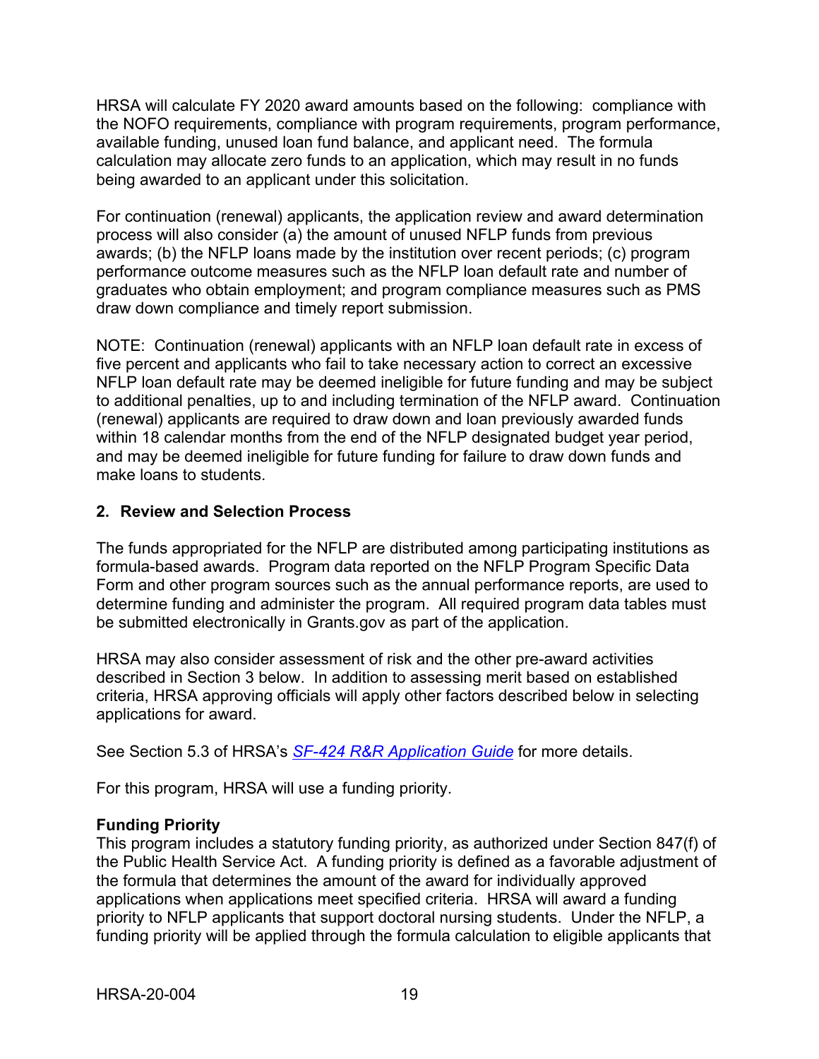HRSA will calculate FY 2020 award amounts based on the following: compliance with the NOFO requirements, compliance with program requirements, program performance, available funding, unused loan fund balance, and applicant need. The formula calculation may allocate zero funds to an application, which may result in no funds being awarded to an applicant under this solicitation.

For continuation (renewal) applicants, the application review and award determination process will also consider (a) the amount of unused NFLP funds from previous awards; (b) the NFLP loans made by the institution over recent periods; (c) program performance outcome measures such as the NFLP loan default rate and number of graduates who obtain employment; and program compliance measures such as PMS draw down compliance and timely report submission.

NOTE: Continuation (renewal) applicants with an NFLP loan default rate in excess of five percent and applicants who fail to take necessary action to correct an excessive NFLP loan default rate may be deemed ineligible for future funding and may be subject to additional penalties, up to and including termination of the NFLP award. Continuation (renewal) applicants are required to draw down and loan previously awarded funds within 18 calendar months from the end of the NFLP designated budget year period, and may be deemed ineligible for future funding for failure to draw down funds and make loans to students.

## 2. Review and Selection Process

The funds appropriated for the NFLP are distributed among participating institutions as formula-based awards. Program data reported on the NFLP Program Specific Data Form and other program sources such as the annual performance reports, are used to determine funding and administer the program. All required program data tables must be submitted electronically in Grants.gov as part of the application.

HRSA may also consider assessment of risk and the other pre-award activities described in Section 3 below. In addition to assessing merit based on established criteria, HRSA approving officials will apply other factors described below in selecting applications for award.

See Section 5.3 of HRSA's *SF-424 R&R Application Guide* for more details.

For this program, HRSA will use a funding priority.

**Funding Priority**

This program includes a statutory funding priority, as authorized under Section 847(f) of the Public Health Service Act. A funding priority is defined as a favorable adjustment of the formula that determines the amount of the award for individually approved applications when applications meet specified criteria. HRSA will award a funding priority to NFLP applicants that support doctoral nursing students. Under the NFLP, a funding priority will be applied through the formula calculation to eligible applicants that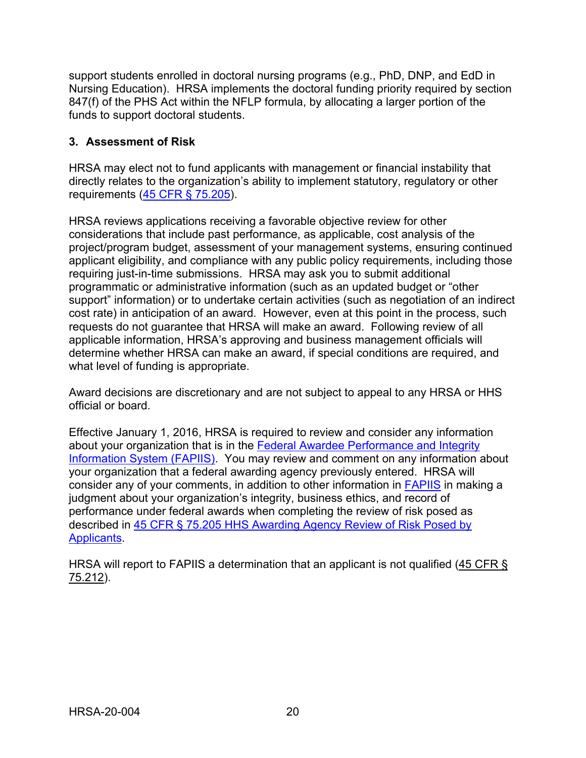support students enrolled in doctoral nursing programs (e.g., PhD, DNP, and EdD in Nursing Education). HRSA implements the doctoral funding priority required by section 847(f) of the PHS Act within the NFLP formula, by allocating a larger portion of the funds to support doctoral students.

### 3. Assessment of Risk

HRSA may elect not to fund applicants with management or financial instability that directly relates to the organization's ability to implement statutory, regulatory or other requirements (45 CFR § 75.205).

HRSA reviews applications receiving a favorable objective review for other considerations that include past performance, as applicable, cost analysis of the project/program budget, assessment of your management systems, ensuring continued applicant eligibility, and compliance with any public policy requirements, including those requiring just-in-time submissions. HRSA may ask you to submit additional programmatic or administrative information (such as an updated budget or "other support" information) or to undertake certain activities (such as negotiation of an indirect cost rate) in anticipation of an award. However, even at this point in the process, such requests do not guarantee that HRSA will make an award. Following review of all applicable information, HRSA's approving and business management officials will determine whether HRSA can make an award, if special conditions are required, and what level of funding is appropriate.

Award decisions are discretionary and are not subject to appeal to any HRSA or HHS official or board.

Effective January 1, 2016, HRSA is required to review and consider any information about your organization that is in the Federal Awardee Performance and Integrity Information System (FAPIIS). You may review and comment on any information about your organization that a federal awarding agency previously entered. HRSA will consider any of your comments, in addition to other information in FAPIIS in making a judgment about your organization's integrity, business ethics, and record of performance under federal awards when completing the review of risk posed as described in 45 CFR § 75.205 HHS Awarding Agency Review of Risk Posed by Applicants.

HRSA will report to FAPIIS a determination that an applicant is not qualified (45 CFR § 75.212).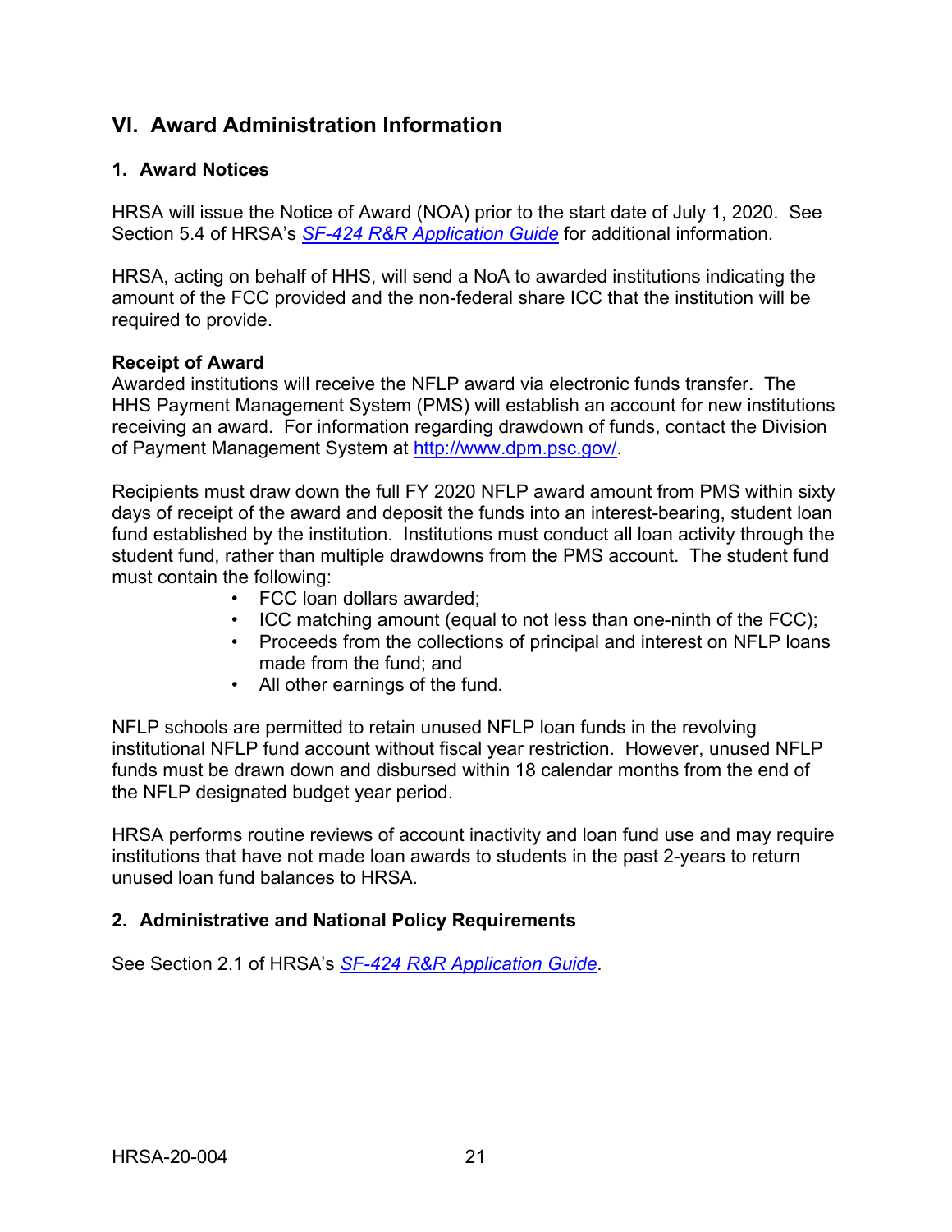## VI. Award Administration Information

### 1. Award Notices

HRSA will issue the Notice of Award (NOA) prior to the start date of July 1, 2020. See Section 5.4 of HRSA's *SF-424 R&R Application Guide* for additional information.

HRSA, acting on behalf of HHS, will send a NoA to awarded institutions indicating the amount of the FCC provided and the non-federal share ICC that the institution will be required to provide.

**Receipt of Award**

Awarded institutions will receive the NFLP award via electronic funds transfer. The HHS Payment Management System (PMS) will establish an account for new institutions receiving an award. For information regarding drawdown of funds, contact the Division of Payment Management System at http://www.dpm.psc.gov/.

Recipients must draw down the full FY 2020 NFLP award amount from PMS within sixty days of receipt of the award and deposit the funds into an interest-bearing, student loan fund established by the institution. Institutions must conduct all loan activity through the student fund, rather than multiple drawdowns from the PMS account. The student fund must contain the following:

- FCC loan dollars awarded;
- ICC matching amount (equal to not less than one-ninth of the FCC);
- Proceeds from the collections of principal and interest on NFLP loans made from the fund; and
- All other earnings of the fund.

NFLP schools are permitted to retain unused NFLP loan funds in the revolving institutional NFLP fund account without fiscal year restriction. However, unused NFLP funds must be drawn down and disbursed within 18 calendar months from the end of the NFLP designated budget year period.

HRSA performs routine reviews of account inactivity and loan fund use and may require institutions that have not made loan awards to students in the past 2-years to return unused loan fund balances to HRSA.

### 2. Administrative and National Policy Requirements

See Section 2.1 of HRSA's *SF-424 R&R Application Guide*.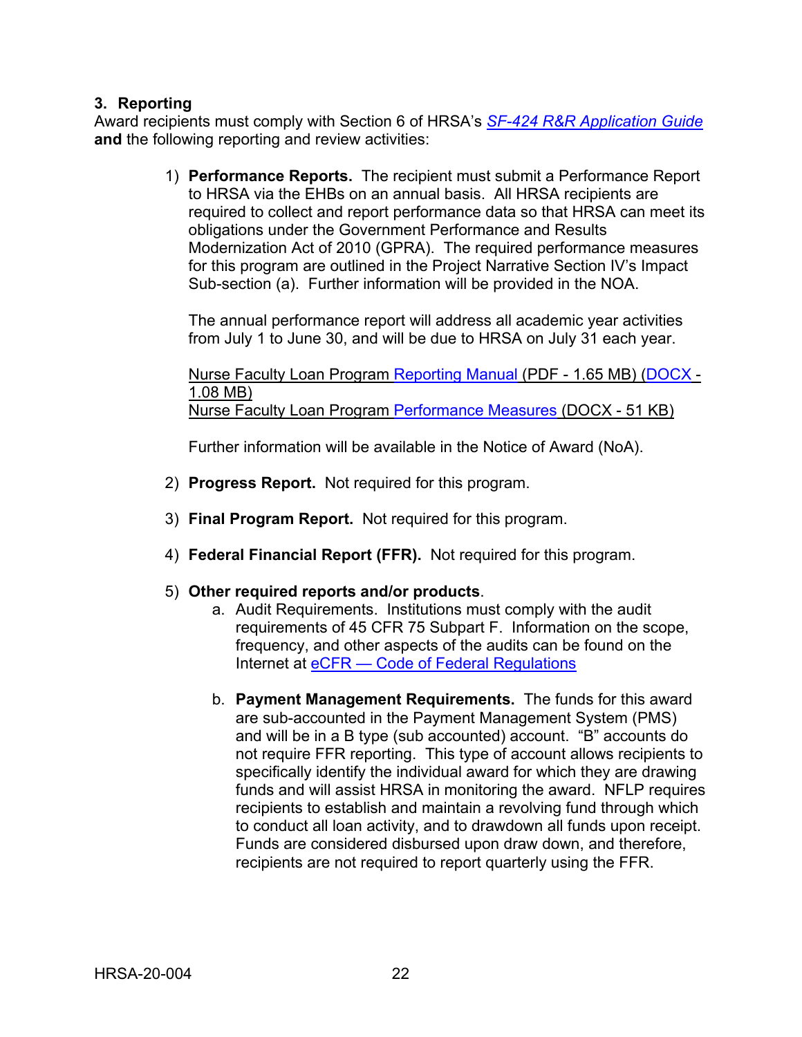### 3. Reporting

Award recipients must comply with Section 6 of HRSA's *SF-424 R&R Application Guide* **and** the following reporting and review activities:

1) **Performance Reports.** The recipient must submit a Performance Report to HRSA via the EHBs on an annual basis. All HRSA recipients are required to collect and report performance data so that HRSA can meet its obligations under the Government Performance and Results Modernization Act of 2010 (GPRA). The required performance measures for this program are outlined in the Project Narrative Section IV's Impact Sub-section (a). Further information will be provided in the NOA.

   The annual performance report will address all academic year activities from July 1 to June 30, and will be due to HRSA on July 31 each year.

   Nurse Faculty Loan Program Reporting Manual (PDF - 1.65 MB) (DOCX - 1.08 MB)
   Nurse Faculty Loan Program Performance Measures (DOCX - 51 KB)

   Further information will be available in the Notice of Award (NoA).

2) **Progress Report.** Not required for this program.

3) **Final Program Report.** Not required for this program.

4) **Federal Financial Report (FFR).** Not required for this program.

5) **Other required reports and/or products**.
   a. Audit Requirements. Institutions must comply with the audit requirements of 45 CFR 75 Subpart F. Information on the scope, frequency, and other aspects of the audits can be found on the Internet at eCFR — Code of Federal Regulations

   b. **Payment Management Requirements.** The funds for this award are sub-accounted in the Payment Management System (PMS) and will be in a B type (sub accounted) account. "B" accounts do not require FFR reporting. This type of account allows recipients to specifically identify the individual award for which they are drawing funds and will assist HRSA in monitoring the award. NFLP requires recipients to establish and maintain a revolving fund through which to conduct all loan activity, and to drawdown all funds upon receipt. Funds are considered disbursed upon draw down, and therefore, recipients are not required to report quarterly using the FFR.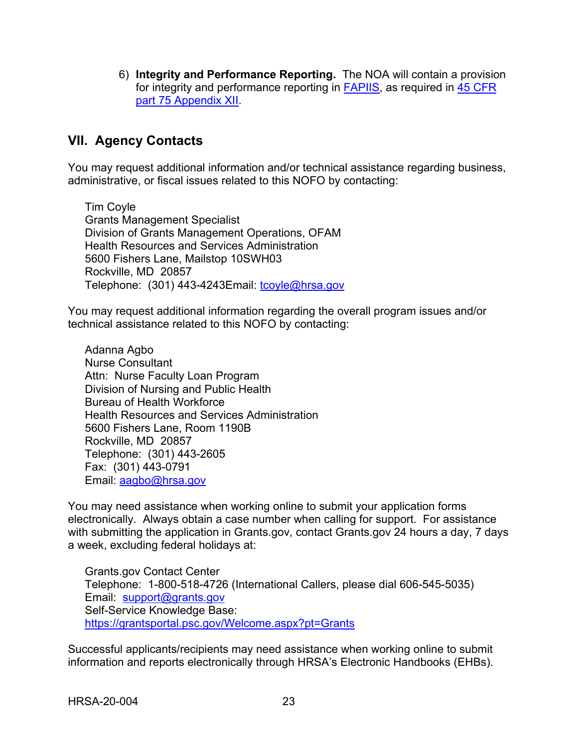6) **Integrity and Performance Reporting.** The NOA will contain a provision for integrity and performance reporting in FAPIIS, as required in 45 CFR part 75 Appendix XII.

## VII. Agency Contacts

You may request additional information and/or technical assistance regarding business, administrative, or fiscal issues related to this NOFO by contacting:

Tim Coyle
Grants Management Specialist
Division of Grants Management Operations, OFAM
Health Resources and Services Administration
5600 Fishers Lane, Mailstop 10SWH03
Rockville, MD 20857
Telephone: (301) 443-4243Email: tcoyle@hrsa.gov

You may request additional information regarding the overall program issues and/or technical assistance related to this NOFO by contacting:

Adanna Agbo
Nurse Consultant
Attn: Nurse Faculty Loan Program
Division of Nursing and Public Health
Bureau of Health Workforce
Health Resources and Services Administration
5600 Fishers Lane, Room 1190B
Rockville, MD 20857
Telephone: (301) 443-2605
Fax: (301) 443-0791
Email: aagbo@hrsa.gov

You may need assistance when working online to submit your application forms electronically. Always obtain a case number when calling for support. For assistance with submitting the application in Grants.gov, contact Grants.gov 24 hours a day, 7 days a week, excluding federal holidays at:

Grants.gov Contact Center
Telephone: 1-800-518-4726 (International Callers, please dial 606-545-5035)
Email: support@grants.gov
Self-Service Knowledge Base:
https://grantsportal.psc.gov/Welcome.aspx?pt=Grants

Successful applicants/recipients may need assistance when working online to submit information and reports electronically through HRSA's Electronic Handbooks (EHBs).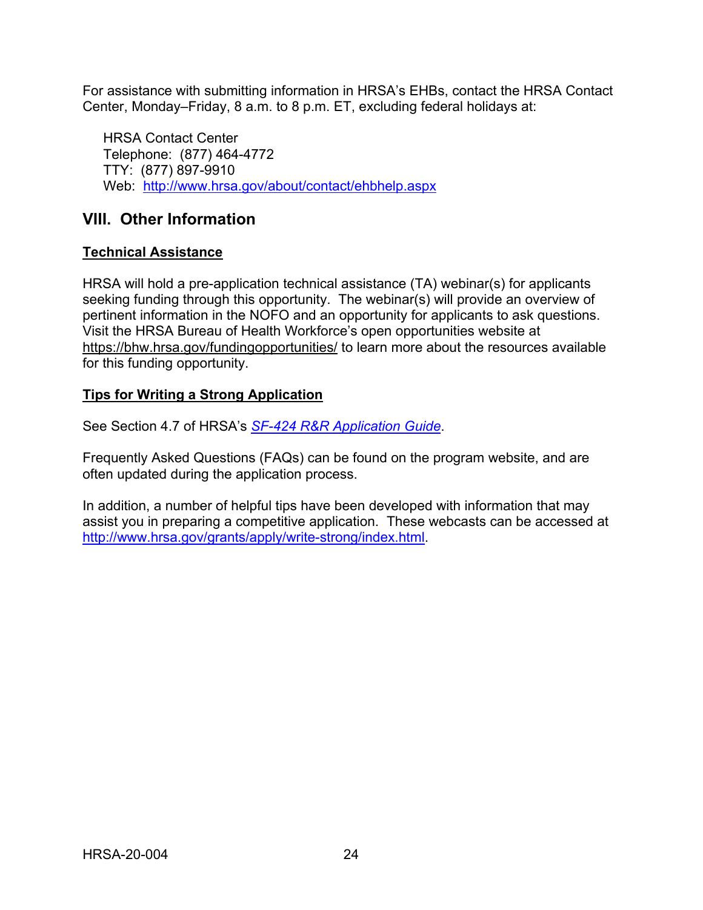For assistance with submitting information in HRSA's EHBs, contact the HRSA Contact Center, Monday–Friday, 8 a.m. to 8 p.m. ET, excluding federal holidays at:

HRSA Contact Center
Telephone: (877) 464-4772
TTY: (877) 897-9910
Web: http://www.hrsa.gov/about/contact/ehbhelp.aspx

## VIII. Other Information

### Technical Assistance

HRSA will hold a pre-application technical assistance (TA) webinar(s) for applicants seeking funding through this opportunity. The webinar(s) will provide an overview of pertinent information in the NOFO and an opportunity for applicants to ask questions. Visit the HRSA Bureau of Health Workforce's open opportunities website at https://bhw.hrsa.gov/fundingopportunities/ to learn more about the resources available for this funding opportunity.

### Tips for Writing a Strong Application

See Section 4.7 of HRSA's *SF-424 R&R Application Guide*.

Frequently Asked Questions (FAQs) can be found on the program website, and are often updated during the application process.

In addition, a number of helpful tips have been developed with information that may assist you in preparing a competitive application. These webcasts can be accessed at http://www.hrsa.gov/grants/apply/write-strong/index.html.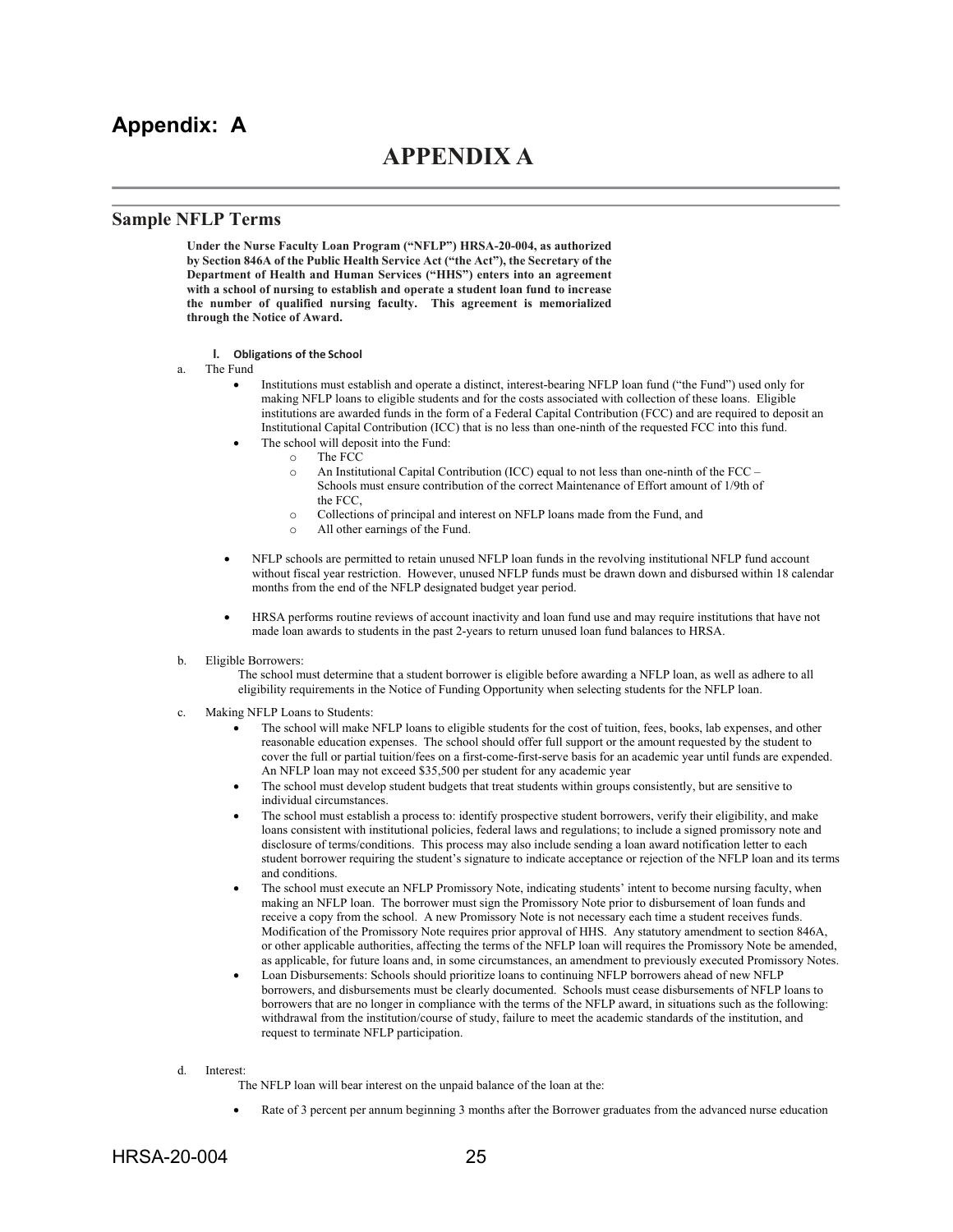# Appendix: A

# APPENDIX A

## Sample NFLP Terms

**Under the Nurse Faculty Loan Program ("NFLP") HRSA-20-004, as authorized by Section 846A of the Public Health Service Act ("the Act"), the Secretary of the Department of Health and Human Services ("HHS") enters into an agreement with a school of nursing to establish and operate a student loan fund to increase the number of qualified nursing faculty. This agreement is memorialized through the Notice of Award.**

### I. Obligations of the School

a. The Fund

- Institutions must establish and operate a distinct, interest-bearing NFLP loan fund ("the Fund") used only for making NFLP loans to eligible students and for the costs associated with collection of these loans. Eligible institutions are awarded funds in the form of a Federal Capital Contribution (FCC) and are required to deposit an Institutional Capital Contribution (ICC) that is no less than one-ninth of the requested FCC into this fund.
- The school will deposit into the Fund:
  - The FCC
  - An Institutional Capital Contribution (ICC) equal to not less than one-ninth of the FCC – Schools must ensure contribution of the correct Maintenance of Effort amount of 1/9th of the FCC,
  - Collections of principal and interest on NFLP loans made from the Fund, and
  - All other earnings of the Fund.
- NFLP schools are permitted to retain unused NFLP loan funds in the revolving institutional NFLP fund account without fiscal year restriction. However, unused NFLP funds must be drawn down and disbursed within 18 calendar months from the end of the NFLP designated budget year period.
- HRSA performs routine reviews of account inactivity and loan fund use and may require institutions that have not made loan awards to students in the past 2-years to return unused loan fund balances to HRSA.

b. Eligible Borrowers:

The school must determine that a student borrower is eligible before awarding a NFLP loan, as well as adhere to all eligibility requirements in the Notice of Funding Opportunity when selecting students for the NFLP loan.

c. Making NFLP Loans to Students:

- The school will make NFLP loans to eligible students for the cost of tuition, fees, books, lab expenses, and other reasonable education expenses. The school should offer full support or the amount requested by the student to cover the full or partial tuition/fees on a first-come-first-serve basis for an academic year until funds are expended. An NFLP loan may not exceed $35,500 per student for any academic year
- The school must develop student budgets that treat students within groups consistently, but are sensitive to individual circumstances.
- The school must establish a process to: identify prospective student borrowers, verify their eligibility, and make loans consistent with institutional policies, federal laws and regulations; to include a signed promissory note and disclosure of terms/conditions. This process may also include sending a loan award notification letter to each student borrower requiring the student's signature to indicate acceptance or rejection of the NFLP loan and its terms and conditions.
- The school must execute an NFLP Promissory Note, indicating students' intent to become nursing faculty, when making an NFLP loan. The borrower must sign the Promissory Note prior to disbursement of loan funds and receive a copy from the school. A new Promissory Note is not necessary each time a student receives funds. Modification of the Promissory Note requires prior approval of HHS. Any statutory amendment to section 846A, or other applicable authorities, affecting the terms of the NFLP loan will requires the Promissory Note be amended, as applicable, for future loans and, in some circumstances, an amendment to previously executed Promissory Notes.
- Loan Disbursements: Schools should prioritize loans to continuing NFLP borrowers ahead of new NFLP borrowers, and disbursements must be clearly documented. Schools must cease disbursements of NFLP loans to borrowers that are no longer in compliance with the terms of the NFLP award, in situations such as the following: withdrawal from the institution/course of study, failure to meet the academic standards of the institution, and request to terminate NFLP participation.

d. Interest:

The NFLP loan will bear interest on the unpaid balance of the loan at the:

- Rate of 3 percent per annum beginning 3 months after the Borrower graduates from the advanced nurse education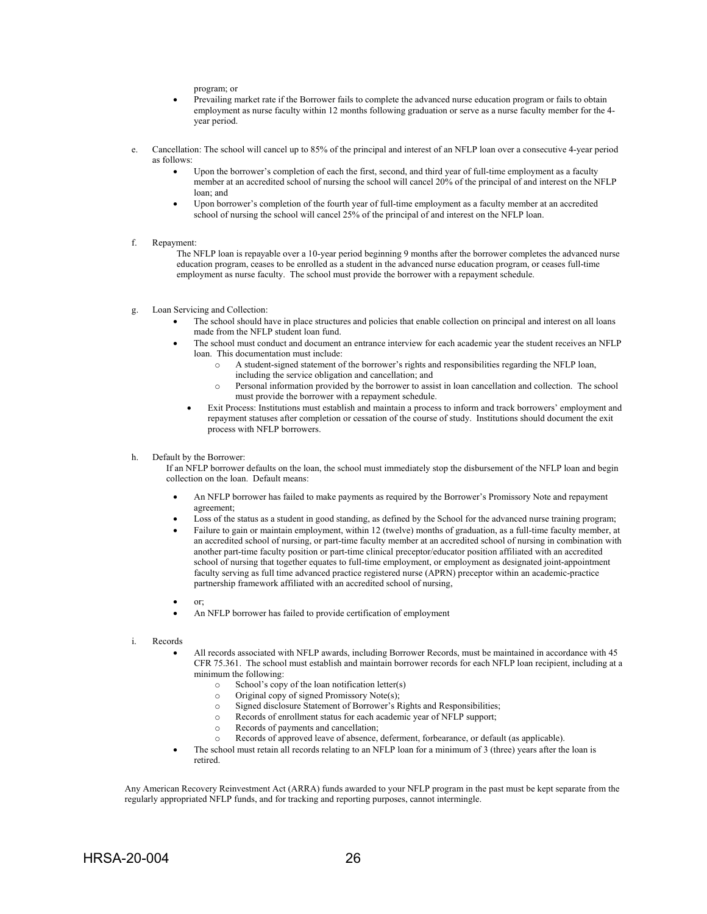program; or

- Prevailing market rate if the Borrower fails to complete the advanced nurse education program or fails to obtain employment as nurse faculty within 12 months following graduation or serve as a nurse faculty member for the 4-year period.

e. Cancellation: The school will cancel up to 85% of the principal and interest of an NFLP loan over a consecutive 4-year period as follows:
   - Upon the borrower's completion of each the first, second, and third year of full-time employment as a faculty member at an accredited school of nursing the school will cancel 20% of the principal of and interest on the NFLP loan; and
   - Upon borrower's completion of the fourth year of full-time employment as a faculty member at an accredited school of nursing the school will cancel 25% of the principal of and interest on the NFLP loan.

f. Repayment:
   The NFLP loan is repayable over a 10-year period beginning 9 months after the borrower completes the advanced nurse education program, ceases to be enrolled as a student in the advanced nurse education program, or ceases full-time employment as nurse faculty. The school must provide the borrower with a repayment schedule.

g. Loan Servicing and Collection:
   - The school should have in place structures and policies that enable collection on principal and interest on all loans made from the NFLP student loan fund.
   - The school must conduct and document an entrance interview for each academic year the student receives an NFLP loan. This documentation must include:
     - A student-signed statement of the borrower's rights and responsibilities regarding the NFLP loan, including the service obligation and cancellation; and
     - Personal information provided by the borrower to assist in loan cancellation and collection. The school must provide the borrower with a repayment schedule.
   - Exit Process: Institutions must establish and maintain a process to inform and track borrowers' employment and repayment statuses after completion or cessation of the course of study. Institutions should document the exit process with NFLP borrowers.

h. Default by the Borrower:
   If an NFLP borrower defaults on the loan, the school must immediately stop the disbursement of the NFLP loan and begin collection on the loan. Default means:

   - An NFLP borrower has failed to make payments as required by the Borrower's Promissory Note and repayment agreement;
   - Loss of the status as a student in good standing, as defined by the School for the advanced nurse training program;
   - Failure to gain or maintain employment, within 12 (twelve) months of graduation, as a full-time faculty member, at an accredited school of nursing, or part-time faculty member at an accredited school of nursing in combination with another part-time faculty position or part-time clinical preceptor/educator position affiliated with an accredited school of nursing that together equates to full-time employment, or employment as designated joint-appointment faculty serving as full time advanced practice registered nurse (APRN) preceptor within an academic-practice partnership framework affiliated with an accredited school of nursing,
   - or;
   - An NFLP borrower has failed to provide certification of employment

i. Records
   - All records associated with NFLP awards, including Borrower Records, must be maintained in accordance with 45 CFR 75.361. The school must establish and maintain borrower records for each NFLP loan recipient, including at a minimum the following:
     - School's copy of the loan notification letter(s)
     - Original copy of signed Promissory Note(s);
     - Signed disclosure Statement of Borrower's Rights and Responsibilities;
     - Records of enrollment status for each academic year of NFLP support;
     - Records of payments and cancellation;
     - Records of approved leave of absence, deferment, forbearance, or default (as applicable).
   - The school must retain all records relating to an NFLP loan for a minimum of 3 (three) years after the loan is retired.

Any American Recovery Reinvestment Act (ARRA) funds awarded to your NFLP program in the past must be kept separate from the regularly appropriated NFLP funds, and for tracking and reporting purposes, cannot intermingle.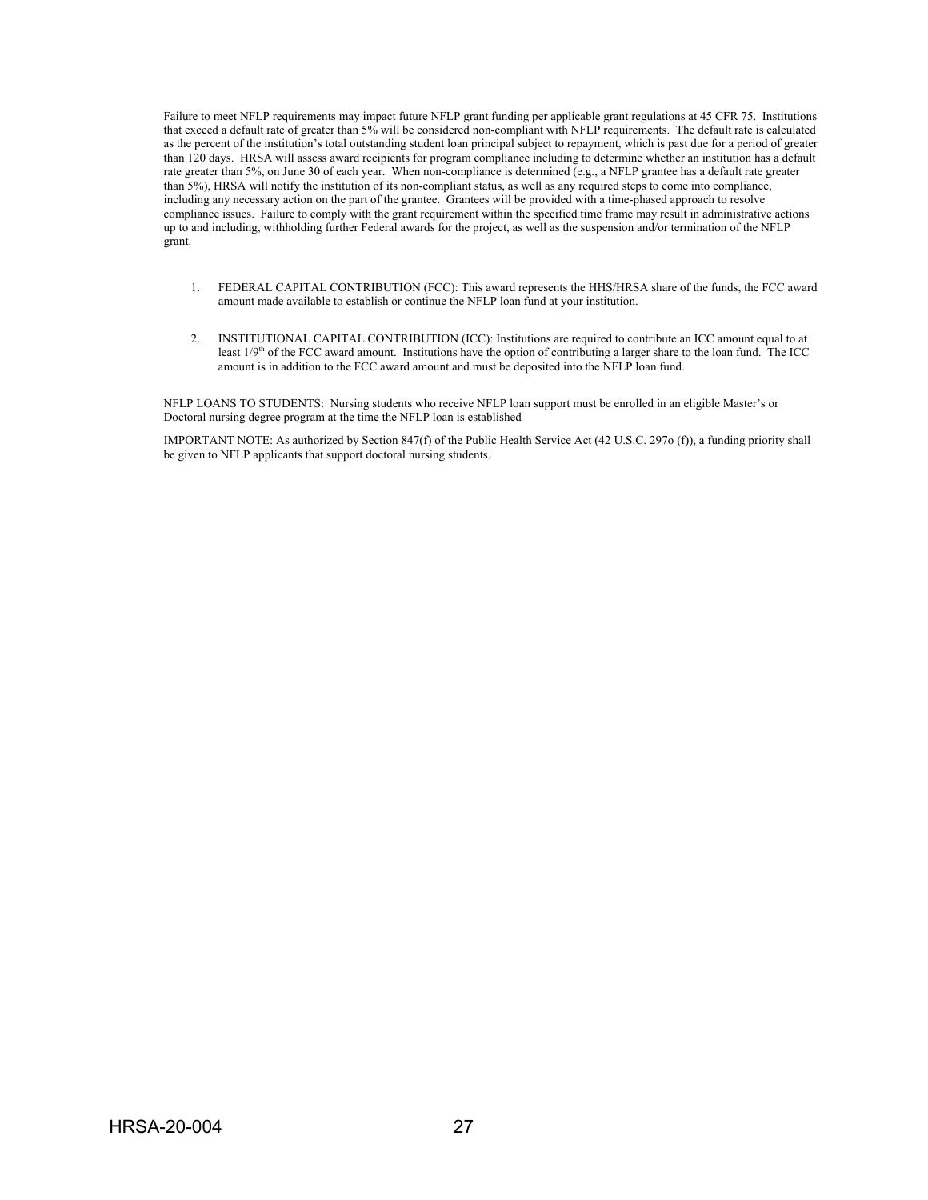Failure to meet NFLP requirements may impact future NFLP grant funding per applicable grant regulations at 45 CFR 75. Institutions that exceed a default rate of greater than 5% will be considered non-compliant with NFLP requirements. The default rate is calculated as the percent of the institution's total outstanding student loan principal subject to repayment, which is past due for a period of greater than 120 days. HRSA will assess award recipients for program compliance including to determine whether an institution has a default rate greater than 5%, on June 30 of each year. When non-compliance is determined (e.g., a NFLP grantee has a default rate greater than 5%), HRSA will notify the institution of its non-compliant status, as well as any required steps to come into compliance, including any necessary action on the part of the grantee. Grantees will be provided with a time-phased approach to resolve compliance issues. Failure to comply with the grant requirement within the specified time frame may result in administrative actions up to and including, withholding further Federal awards for the project, as well as the suspension and/or termination of the NFLP grant.

1. FEDERAL CAPITAL CONTRIBUTION (FCC): This award represents the HHS/HRSA share of the funds, the FCC award amount made available to establish or continue the NFLP loan fund at your institution.

2. INSTITUTIONAL CAPITAL CONTRIBUTION (ICC): Institutions are required to contribute an ICC amount equal to at least 1/9th of the FCC award amount. Institutions have the option of contributing a larger share to the loan fund. The ICC amount is in addition to the FCC award amount and must be deposited into the NFLP loan fund.

NFLP LOANS TO STUDENTS: Nursing students who receive NFLP loan support must be enrolled in an eligible Master's or Doctoral nursing degree program at the time the NFLP loan is established

IMPORTANT NOTE: As authorized by Section 847(f) of the Public Health Service Act (42 U.S.C. 297o (f)), a funding priority shall be given to NFLP applicants that support doctoral nursing students.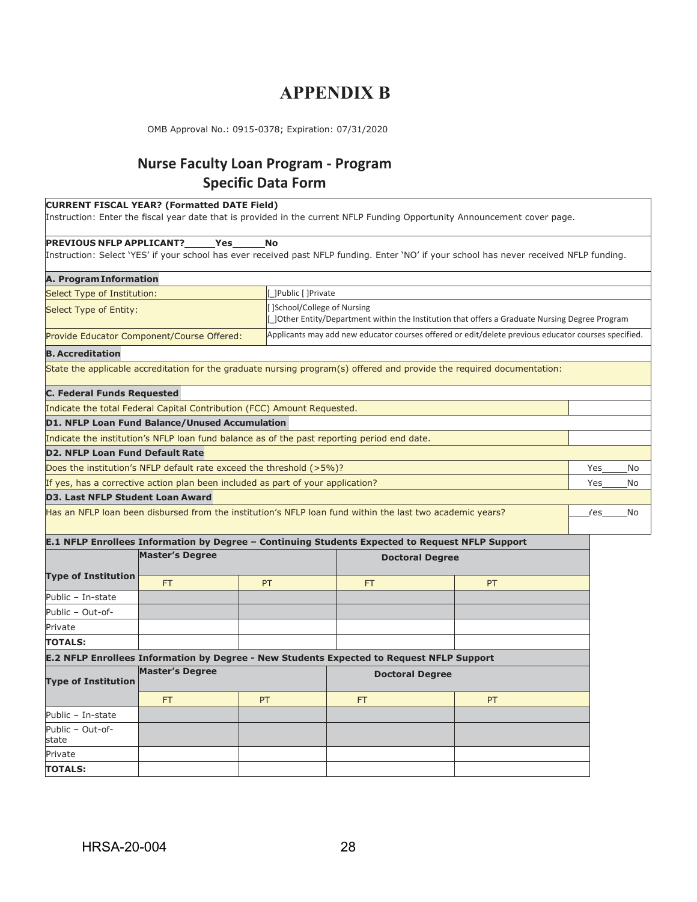# APPENDIX B

OMB Approval No.: 0915-0378; Expiration: 07/31/2020

## Nurse Faculty Loan Program - Program Specific Data Form

**CURRENT FISCAL YEAR? (Formatted DATE Field)**
Instruction: Enter the fiscal year date that is provided in the current NFLP Funding Opportunity Announcement cover page.

**PREVIOUS NFLP APPLICANT?\_\_\_\_\_\_Yes\_\_\_\_\_\_No**
Instruction: Select 'YES' if your school has ever received past NFLP funding. Enter 'NO' if your school has never received NFLP funding.

| **A. Program Information** | |
|---|---|
| Select Type of Institution: | [\_]Public [ ]Private |
| Select Type of Entity: | [ ]School/College of Nursing<br>[\_]Other Entity/Department within the Institution that offers a Graduate Nursing Degree Program |
| Provide Educator Component/Course Offered: | Applicants may add new educator courses offered or edit/delete previous educator courses specified. |

**B. Accreditation**

State the applicable accreditation for the graduate nursing program(s) offered and provide the required documentation:

| **C. Federal Funds Requested** | |
|---|---|
| Indicate the total Federal Capital Contribution (FCC) Amount Requested. | |
| **D1. NFLP Loan Fund Balance/Unused Accumulation** | |
| Indicate the institution's NFLP loan fund balance as of the past reporting period end date. | |
| **D2. NFLP Loan Fund Default Rate** | |
| Does the institution's NFLP default rate exceed the threshold (>5%)? | Yes\_\_\_\_\_No |
| If yes, has a corrective action plan been included as part of your application? | Yes\_\_\_\_\_No |
| **D3. Last NFLP Student Loan Award** | |
| Has an NFLP loan been disbursed from the institution's NFLP loan fund within the last two academic years? | \_\_\_\_Yes\_\_\_\_\_No |

**E.1 NFLP Enrollees Information by Degree – Continuing Students Expected to Request NFLP Support**

| Type of Institution | Master's Degree | | Doctoral Degree | |
|---|---|---|---|---|
| | FT | PT | FT | PT |
| Public – In-state | | | | |
| Public – Out-of- | | | | |
| Private | | | | |
| **TOTALS:** | | | | |

**E.2 NFLP Enrollees Information by Degree - New Students Expected to Request NFLP Support**

| Type of Institution | Master's Degree | | Doctoral Degree | |
|---|---|---|---|---|
| | FT | PT | FT | PT |
| Public – In-state | | | | |
| Public – Out-of-state | | | | |
| Private | | | | |
| **TOTALS:** | | | | |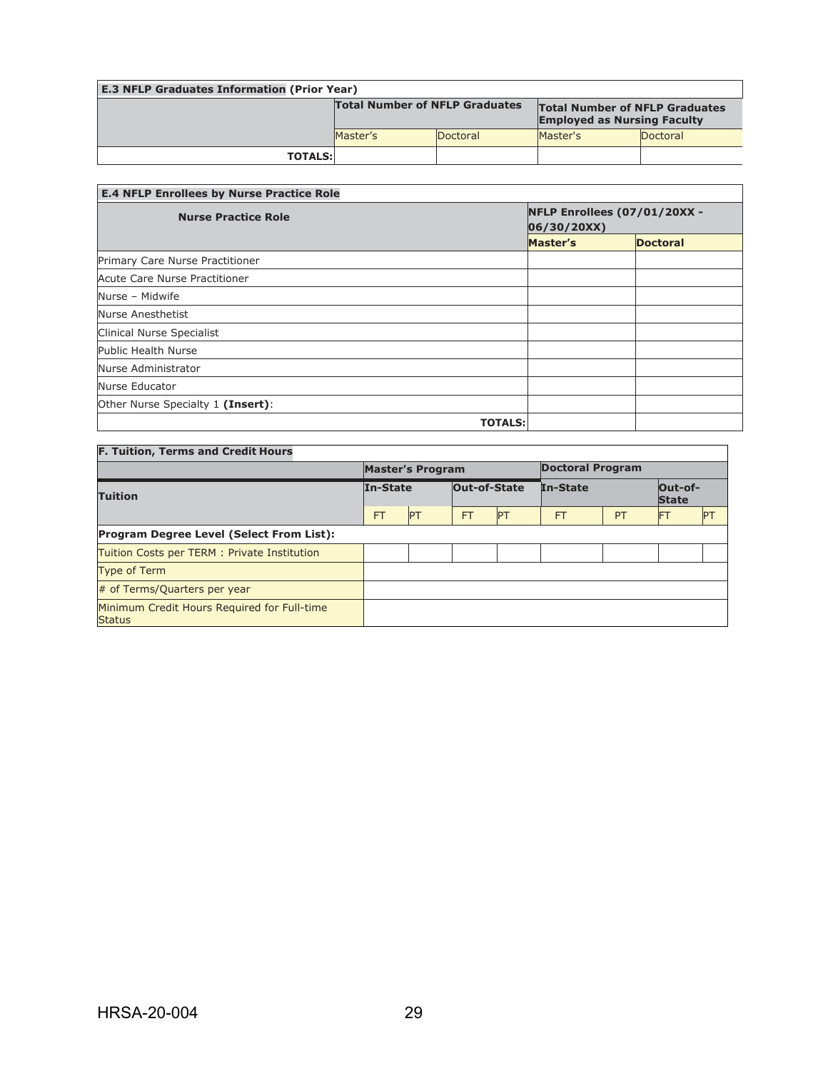| E.3 NFLP Graduates Information (Prior Year) | | | | |
|---|---|---|---|---|
| | Total Number of NFLP Graduates | | Total Number of NFLP Graduates Employed as Nursing Faculty | |
| | Master’s | Doctoral | Master's | Doctoral |
| **TOTALS:** | | | | |

| E.4 NFLP Enrollees by Nurse Practice Role | | |
|---|---|---|
| **Nurse Practice Role** | **NFLP Enrollees (07/01/20XX - 06/30/20XX)** | |
| | **Master’s** | **Doctoral** |
| Primary Care Nurse Practitioner | | |
| Acute Care Nurse Practitioner | | |
| Nurse – Midwife | | |
| Nurse Anesthetist | | |
| Clinical Nurse Specialist | | |
| Public Health Nurse | | |
| Nurse Administrator | | |
| Nurse Educator | | |
| Other Nurse Specialty 1 **(Insert)**: | | |
| **TOTALS:** | | |

| F. Tuition, Terms and Credit Hours | | | | | | | | |
|---|---|---|---|---|---|---|---|---|
| | **Master's Program** | | | | **Doctoral Program** | | | |
| **Tuition** | **In-State** | | **Out-of-State** | | **In-State** | | **Out-of-State** | |
| | FT | PT | FT | PT | FT | PT | FT | PT |
| **Program Degree Level (Select From List):** | | | | | | | | |
| Tuition Costs per TERM : Private Institution | | | | | | | | |
| Type of Term | | | | | | | | |
| # of Terms/Quarters per year | | | | | | | | |
| Minimum Credit Hours Required for Full-time Status | | | | | | | | |